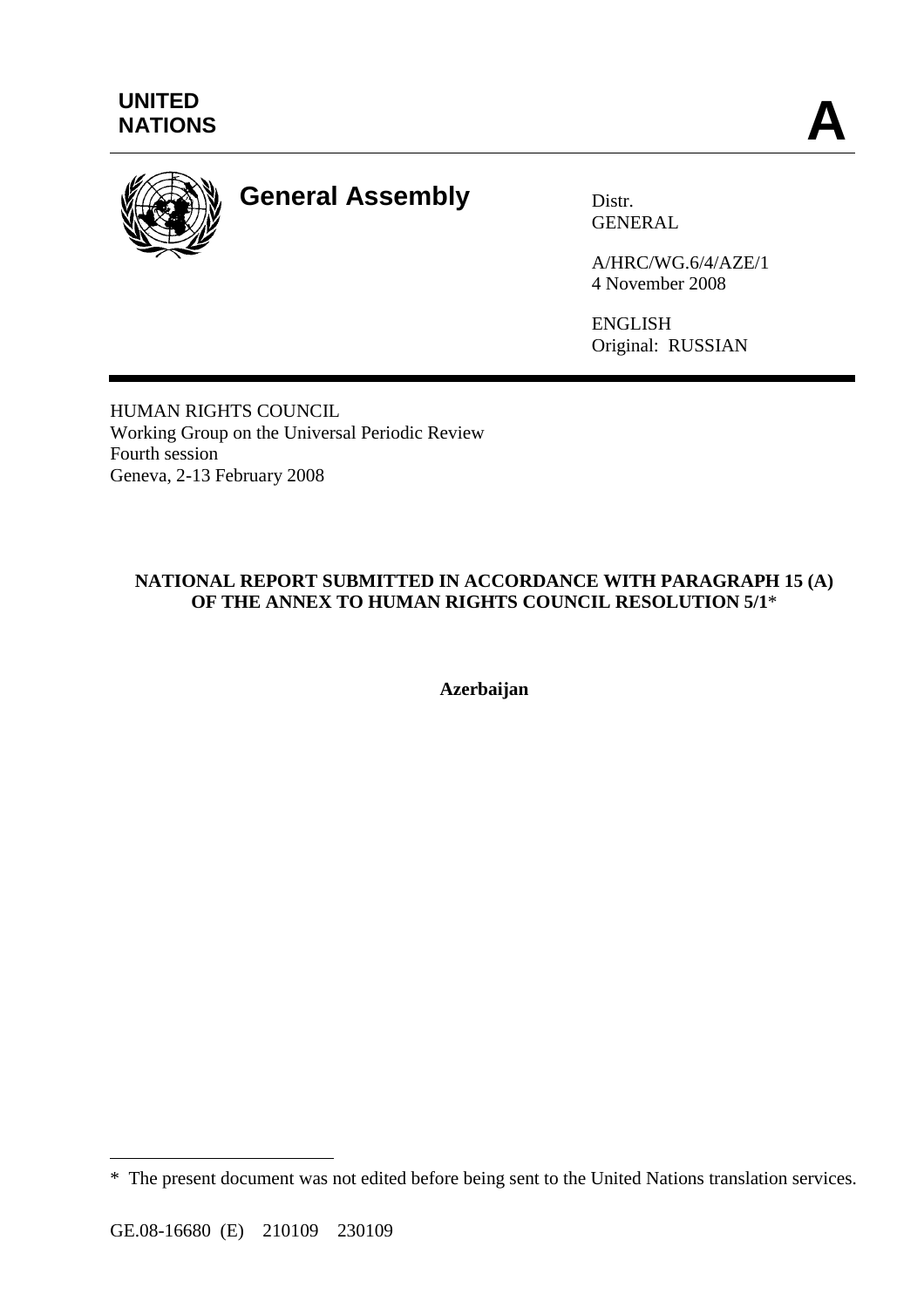UNITED NATIONS

**A**

# General Assembly

Distr.
GENERAL

A/HRC/WG.6/4/AZE/1
4 November 2008

ENGLISH
Original: RUSSIAN

HUMAN RIGHTS COUNCIL
Working Group on the Universal Periodic Review
Fourth session
Geneva, 2-13 February 2008

**NATIONAL REPORT SUBMITTED IN ACCORDANCE WITH PARAGRAPH 15 (A) OF THE ANNEX TO HUMAN RIGHTS COUNCIL RESOLUTION 5/1***

**Azerbaijan**

\* The present document was not edited before being sent to the United Nations translation services.

GE.08-16680 (E) 210109 230109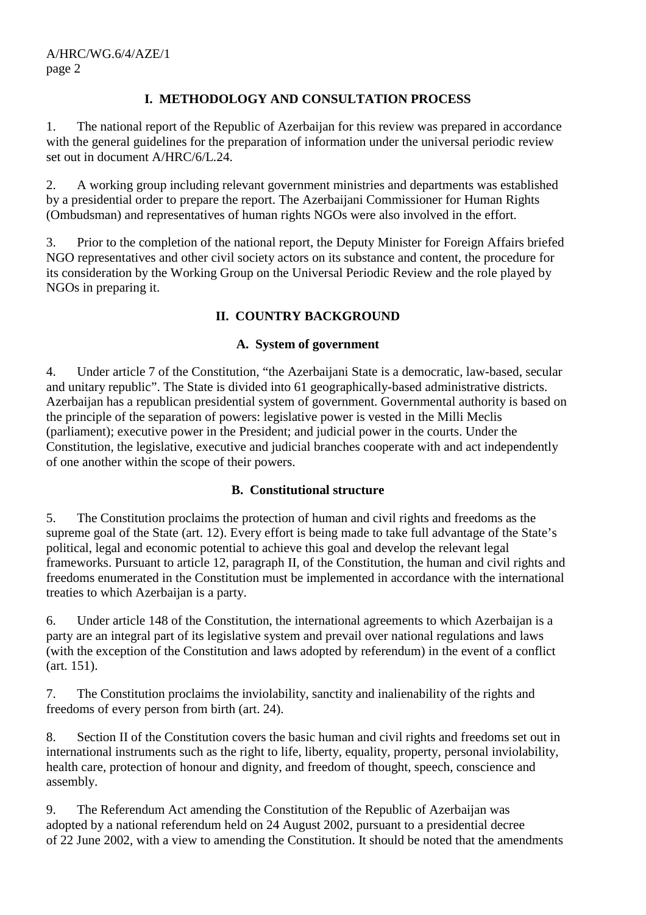## I. METHODOLOGY AND CONSULTATION PROCESS

1. The national report of the Republic of Azerbaijan for this review was prepared in accordance with the general guidelines for the preparation of information under the universal periodic review set out in document A/HRC/6/L.24.

2. A working group including relevant government ministries and departments was established by a presidential order to prepare the report. The Azerbaijani Commissioner for Human Rights (Ombudsman) and representatives of human rights NGOs were also involved in the effort.

3. Prior to the completion of the national report, the Deputy Minister for Foreign Affairs briefed NGO representatives and other civil society actors on its substance and content, the procedure for its consideration by the Working Group on the Universal Periodic Review and the role played by NGOs in preparing it.

## II. COUNTRY BACKGROUND

### A. System of government

4. Under article 7 of the Constitution, "the Azerbaijani State is a democratic, law-based, secular and unitary republic". The State is divided into 61 geographically-based administrative districts. Azerbaijan has a republican presidential system of government. Governmental authority is based on the principle of the separation of powers: legislative power is vested in the Milli Meclis (parliament); executive power in the President; and judicial power in the courts. Under the Constitution, the legislative, executive and judicial branches cooperate with and act independently of one another within the scope of their powers.

### B. Constitutional structure

5. The Constitution proclaims the protection of human and civil rights and freedoms as the supreme goal of the State (art. 12). Every effort is being made to take full advantage of the State's political, legal and economic potential to achieve this goal and develop the relevant legal frameworks. Pursuant to article 12, paragraph II, of the Constitution, the human and civil rights and freedoms enumerated in the Constitution must be implemented in accordance with the international treaties to which Azerbaijan is a party.

6. Under article 148 of the Constitution, the international agreements to which Azerbaijan is a party are an integral part of its legislative system and prevail over national regulations and laws (with the exception of the Constitution and laws adopted by referendum) in the event of a conflict (art. 151).

7. The Constitution proclaims the inviolability, sanctity and inalienability of the rights and freedoms of every person from birth (art. 24).

8. Section II of the Constitution covers the basic human and civil rights and freedoms set out in international instruments such as the right to life, liberty, equality, property, personal inviolability, health care, protection of honour and dignity, and freedom of thought, speech, conscience and assembly.

9. The Referendum Act amending the Constitution of the Republic of Azerbaijan was adopted by a national referendum held on 24 August 2002, pursuant to a presidential decree of 22 June 2002, with a view to amending the Constitution. It should be noted that the amendments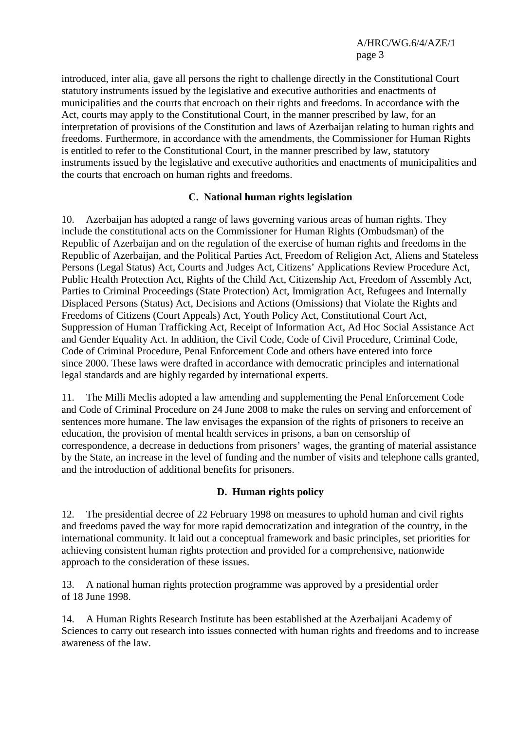introduced, inter alia, gave all persons the right to challenge directly in the Constitutional Court statutory instruments issued by the legislative and executive authorities and enactments of municipalities and the courts that encroach on their rights and freedoms. In accordance with the Act, courts may apply to the Constitutional Court, in the manner prescribed by law, for an interpretation of provisions of the Constitution and laws of Azerbaijan relating to human rights and freedoms. Furthermore, in accordance with the amendments, the Commissioner for Human Rights is entitled to refer to the Constitutional Court, in the manner prescribed by law, statutory instruments issued by the legislative and executive authorities and enactments of municipalities and the courts that encroach on human rights and freedoms.

### C. National human rights legislation

10. Azerbaijan has adopted a range of laws governing various areas of human rights. They include the constitutional acts on the Commissioner for Human Rights (Ombudsman) of the Republic of Azerbaijan and on the regulation of the exercise of human rights and freedoms in the Republic of Azerbaijan, and the Political Parties Act, Freedom of Religion Act, Aliens and Stateless Persons (Legal Status) Act, Courts and Judges Act, Citizens' Applications Review Procedure Act, Public Health Protection Act, Rights of the Child Act, Citizenship Act, Freedom of Assembly Act, Parties to Criminal Proceedings (State Protection) Act, Immigration Act, Refugees and Internally Displaced Persons (Status) Act, Decisions and Actions (Omissions) that Violate the Rights and Freedoms of Citizens (Court Appeals) Act, Youth Policy Act, Constitutional Court Act, Suppression of Human Trafficking Act, Receipt of Information Act, Ad Hoc Social Assistance Act and Gender Equality Act. In addition, the Civil Code, Code of Civil Procedure, Criminal Code, Code of Criminal Procedure, Penal Enforcement Code and others have entered into force since 2000. These laws were drafted in accordance with democratic principles and international legal standards and are highly regarded by international experts.

11. The Milli Meclis adopted a law amending and supplementing the Penal Enforcement Code and Code of Criminal Procedure on 24 June 2008 to make the rules on serving and enforcement of sentences more humane. The law envisages the expansion of the rights of prisoners to receive an education, the provision of mental health services in prisons, a ban on censorship of correspondence, a decrease in deductions from prisoners' wages, the granting of material assistance by the State, an increase in the level of funding and the number of visits and telephone calls granted, and the introduction of additional benefits for prisoners.

### D. Human rights policy

12. The presidential decree of 22 February 1998 on measures to uphold human and civil rights and freedoms paved the way for more rapid democratization and integration of the country, in the international community. It laid out a conceptual framework and basic principles, set priorities for achieving consistent human rights protection and provided for a comprehensive, nationwide approach to the consideration of these issues.

13. A national human rights protection programme was approved by a presidential order of 18 June 1998.

14. A Human Rights Research Institute has been established at the Azerbaijani Academy of Sciences to carry out research into issues connected with human rights and freedoms and to increase awareness of the law.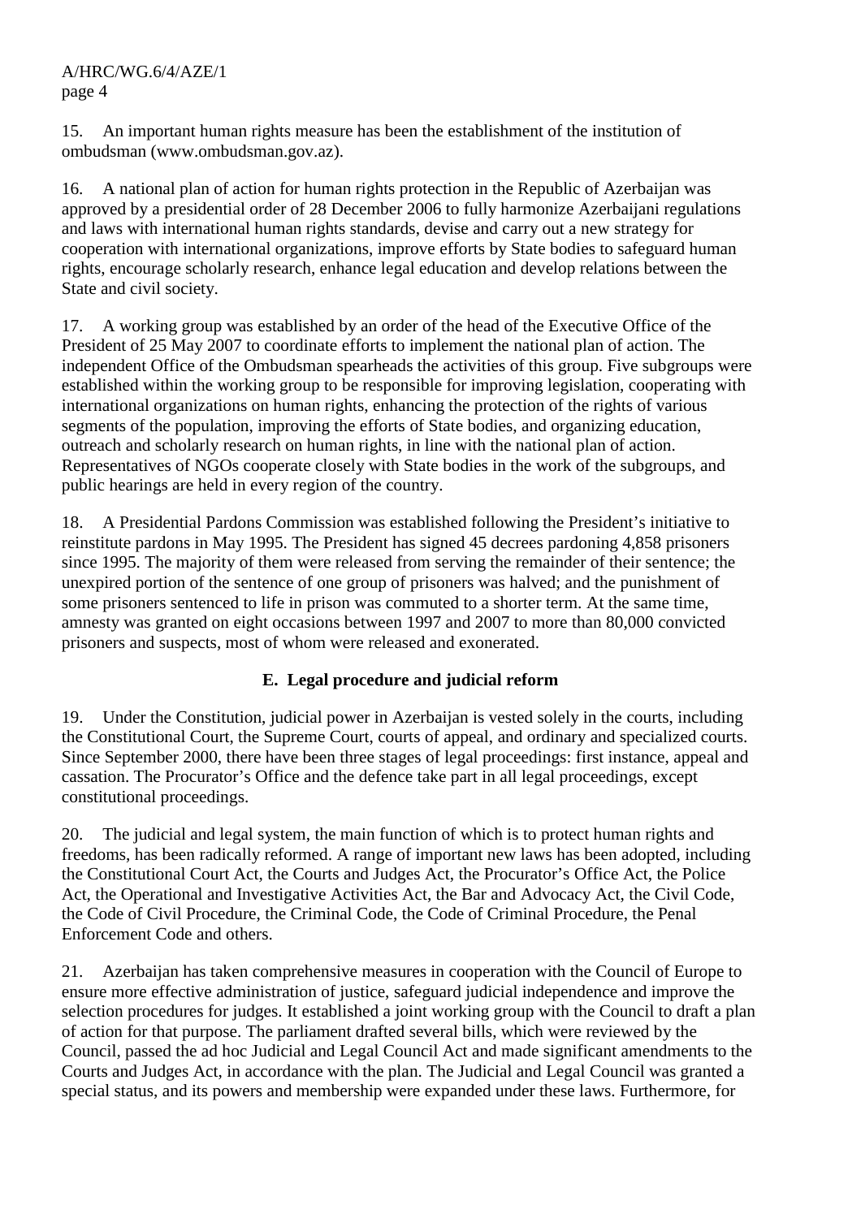15. An important human rights measure has been the establishment of the institution of ombudsman (www.ombudsman.gov.az).

16. A national plan of action for human rights protection in the Republic of Azerbaijan was approved by a presidential order of 28 December 2006 to fully harmonize Azerbaijani regulations and laws with international human rights standards, devise and carry out a new strategy for cooperation with international organizations, improve efforts by State bodies to safeguard human rights, encourage scholarly research, enhance legal education and develop relations between the State and civil society.

17. A working group was established by an order of the head of the Executive Office of the President of 25 May 2007 to coordinate efforts to implement the national plan of action. The independent Office of the Ombudsman spearheads the activities of this group. Five subgroups were established within the working group to be responsible for improving legislation, cooperating with international organizations on human rights, enhancing the protection of the rights of various segments of the population, improving the efforts of State bodies, and organizing education, outreach and scholarly research on human rights, in line with the national plan of action. Representatives of NGOs cooperate closely with State bodies in the work of the subgroups, and public hearings are held in every region of the country.

18. A Presidential Pardons Commission was established following the President's initiative to reinstitute pardons in May 1995. The President has signed 45 decrees pardoning 4,858 prisoners since 1995. The majority of them were released from serving the remainder of their sentence; the unexpired portion of the sentence of one group of prisoners was halved; and the punishment of some prisoners sentenced to life in prison was commuted to a shorter term. At the same time, amnesty was granted on eight occasions between 1997 and 2007 to more than 80,000 convicted prisoners and suspects, most of whom were released and exonerated.

### E. Legal procedure and judicial reform

19. Under the Constitution, judicial power in Azerbaijan is vested solely in the courts, including the Constitutional Court, the Supreme Court, courts of appeal, and ordinary and specialized courts. Since September 2000, there have been three stages of legal proceedings: first instance, appeal and cassation. The Procurator's Office and the defence take part in all legal proceedings, except constitutional proceedings.

20. The judicial and legal system, the main function of which is to protect human rights and freedoms, has been radically reformed. A range of important new laws has been adopted, including the Constitutional Court Act, the Courts and Judges Act, the Procurator's Office Act, the Police Act, the Operational and Investigative Activities Act, the Bar and Advocacy Act, the Civil Code, the Code of Civil Procedure, the Criminal Code, the Code of Criminal Procedure, the Penal Enforcement Code and others.

21. Azerbaijan has taken comprehensive measures in cooperation with the Council of Europe to ensure more effective administration of justice, safeguard judicial independence and improve the selection procedures for judges. It established a joint working group with the Council to draft a plan of action for that purpose. The parliament drafted several bills, which were reviewed by the Council, passed the ad hoc Judicial and Legal Council Act and made significant amendments to the Courts and Judges Act, in accordance with the plan. The Judicial and Legal Council was granted a special status, and its powers and membership were expanded under these laws. Furthermore, for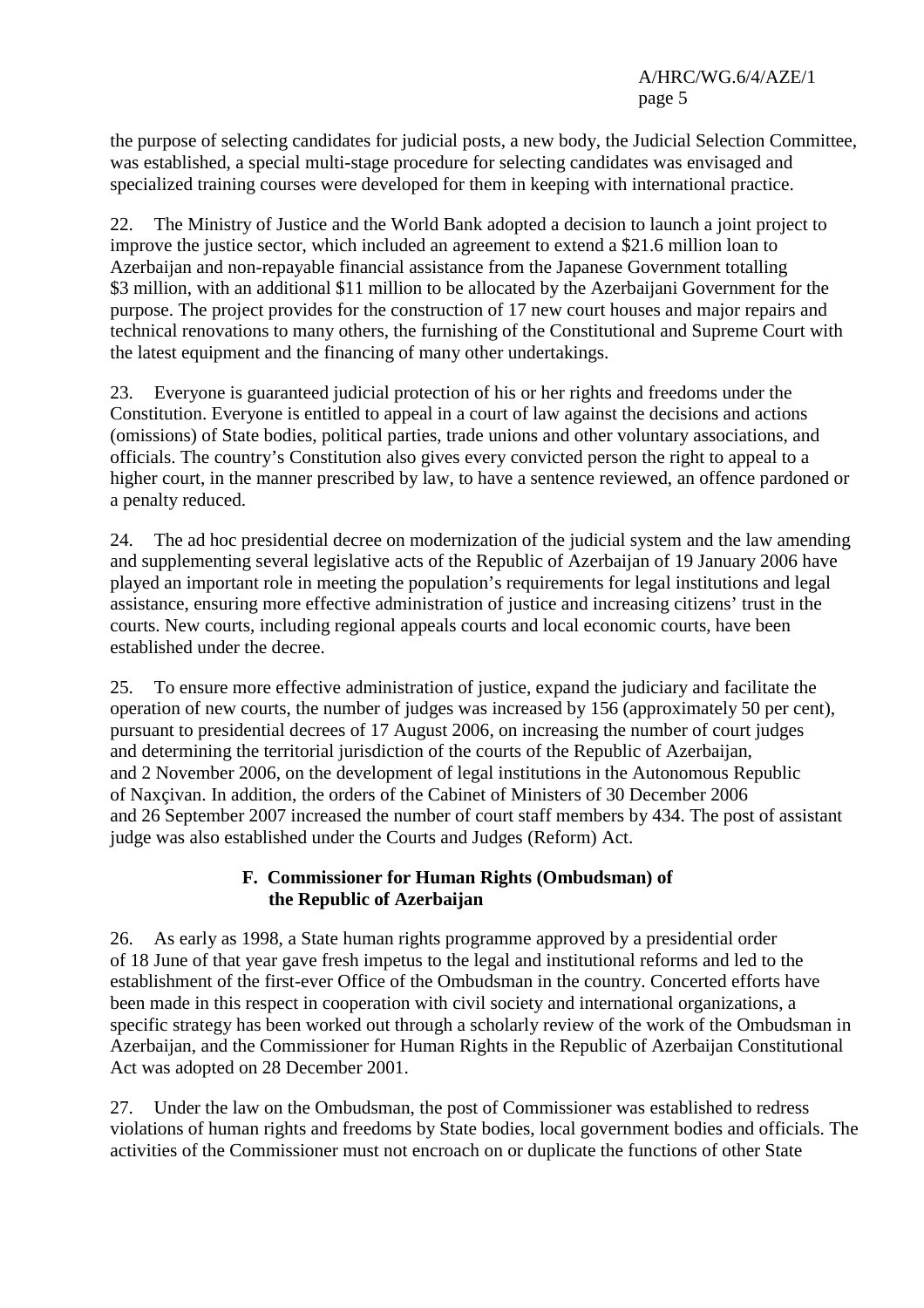the purpose of selecting candidates for judicial posts, a new body, the Judicial Selection Committee, was established, a special multi-stage procedure for selecting candidates was envisaged and specialized training courses were developed for them in keeping with international practice.

22. The Ministry of Justice and the World Bank adopted a decision to launch a joint project to improve the justice sector, which included an agreement to extend a $21.6 million loan to Azerbaijan and non-repayable financial assistance from the Japanese Government totalling $3 million, with an additional $11 million to be allocated by the Azerbaijani Government for the purpose. The project provides for the construction of 17 new court houses and major repairs and technical renovations to many others, the furnishing of the Constitutional and Supreme Court with the latest equipment and the financing of many other undertakings.

23. Everyone is guaranteed judicial protection of his or her rights and freedoms under the Constitution. Everyone is entitled to appeal in a court of law against the decisions and actions (omissions) of State bodies, political parties, trade unions and other voluntary associations, and officials. The country's Constitution also gives every convicted person the right to appeal to a higher court, in the manner prescribed by law, to have a sentence reviewed, an offence pardoned or a penalty reduced.

24. The ad hoc presidential decree on modernization of the judicial system and the law amending and supplementing several legislative acts of the Republic of Azerbaijan of 19 January 2006 have played an important role in meeting the population's requirements for legal institutions and legal assistance, ensuring more effective administration of justice and increasing citizens' trust in the courts. New courts, including regional appeals courts and local economic courts, have been established under the decree.

25. To ensure more effective administration of justice, expand the judiciary and facilitate the operation of new courts, the number of judges was increased by 156 (approximately 50 per cent), pursuant to presidential decrees of 17 August 2006, on increasing the number of court judges and determining the territorial jurisdiction of the courts of the Republic of Azerbaijan, and 2 November 2006, on the development of legal institutions in the Autonomous Republic of Naxçivan. In addition, the orders of the Cabinet of Ministers of 30 December 2006 and 26 September 2007 increased the number of court staff members by 434. The post of assistant judge was also established under the Courts and Judges (Reform) Act.

### F. Commissioner for Human Rights (Ombudsman) of the Republic of Azerbaijan

26. As early as 1998, a State human rights programme approved by a presidential order of 18 June of that year gave fresh impetus to the legal and institutional reforms and led to the establishment of the first-ever Office of the Ombudsman in the country. Concerted efforts have been made in this respect in cooperation with civil society and international organizations, a specific strategy has been worked out through a scholarly review of the work of the Ombudsman in Azerbaijan, and the Commissioner for Human Rights in the Republic of Azerbaijan Constitutional Act was adopted on 28 December 2001.

27. Under the law on the Ombudsman, the post of Commissioner was established to redress violations of human rights and freedoms by State bodies, local government bodies and officials. The activities of the Commissioner must not encroach on or duplicate the functions of other State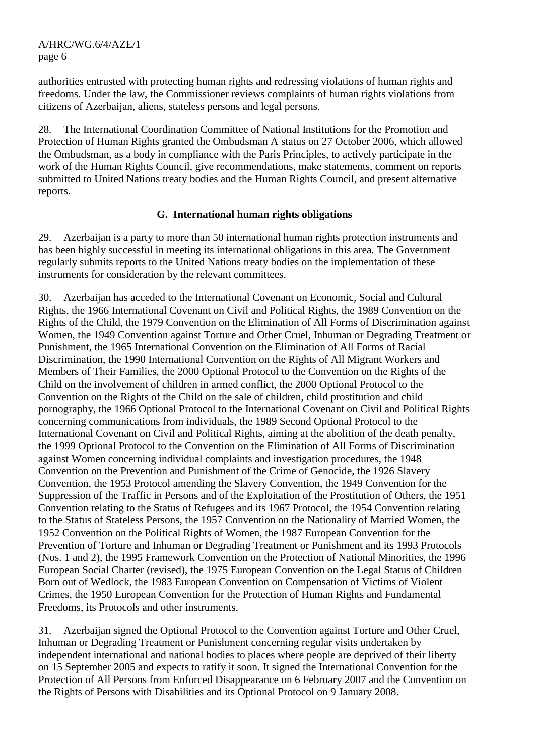authorities entrusted with protecting human rights and redressing violations of human rights and freedoms. Under the law, the Commissioner reviews complaints of human rights violations from citizens of Azerbaijan, aliens, stateless persons and legal persons.

28. The International Coordination Committee of National Institutions for the Promotion and Protection of Human Rights granted the Ombudsman A status on 27 October 2006, which allowed the Ombudsman, as a body in compliance with the Paris Principles, to actively participate in the work of the Human Rights Council, give recommendations, make statements, comment on reports submitted to United Nations treaty bodies and the Human Rights Council, and present alternative reports.

### G. International human rights obligations

29. Azerbaijan is a party to more than 50 international human rights protection instruments and has been highly successful in meeting its international obligations in this area. The Government regularly submits reports to the United Nations treaty bodies on the implementation of these instruments for consideration by the relevant committees.

30. Azerbaijan has acceded to the International Covenant on Economic, Social and Cultural Rights, the 1966 International Covenant on Civil and Political Rights, the 1989 Convention on the Rights of the Child, the 1979 Convention on the Elimination of All Forms of Discrimination against Women, the 1949 Convention against Torture and Other Cruel, Inhuman or Degrading Treatment or Punishment, the 1965 International Convention on the Elimination of All Forms of Racial Discrimination, the 1990 International Convention on the Rights of All Migrant Workers and Members of Their Families, the 2000 Optional Protocol to the Convention on the Rights of the Child on the involvement of children in armed conflict, the 2000 Optional Protocol to the Convention on the Rights of the Child on the sale of children, child prostitution and child pornography, the 1966 Optional Protocol to the International Covenant on Civil and Political Rights concerning communications from individuals, the 1989 Second Optional Protocol to the International Covenant on Civil and Political Rights, aiming at the abolition of the death penalty, the 1999 Optional Protocol to the Convention on the Elimination of All Forms of Discrimination against Women concerning individual complaints and investigation procedures, the 1948 Convention on the Prevention and Punishment of the Crime of Genocide, the 1926 Slavery Convention, the 1953 Protocol amending the Slavery Convention, the 1949 Convention for the Suppression of the Traffic in Persons and of the Exploitation of the Prostitution of Others, the 1951 Convention relating to the Status of Refugees and its 1967 Protocol, the 1954 Convention relating to the Status of Stateless Persons, the 1957 Convention on the Nationality of Married Women, the 1952 Convention on the Political Rights of Women, the 1987 European Convention for the Prevention of Torture and Inhuman or Degrading Treatment or Punishment and its 1993 Protocols (Nos. 1 and 2), the 1995 Framework Convention on the Protection of National Minorities, the 1996 European Social Charter (revised), the 1975 European Convention on the Legal Status of Children Born out of Wedlock, the 1983 European Convention on Compensation of Victims of Violent Crimes, the 1950 European Convention for the Protection of Human Rights and Fundamental Freedoms, its Protocols and other instruments.

31. Azerbaijan signed the Optional Protocol to the Convention against Torture and Other Cruel, Inhuman or Degrading Treatment or Punishment concerning regular visits undertaken by independent international and national bodies to places where people are deprived of their liberty on 15 September 2005 and expects to ratify it soon. It signed the International Convention for the Protection of All Persons from Enforced Disappearance on 6 February 2007 and the Convention on the Rights of Persons with Disabilities and its Optional Protocol on 9 January 2008.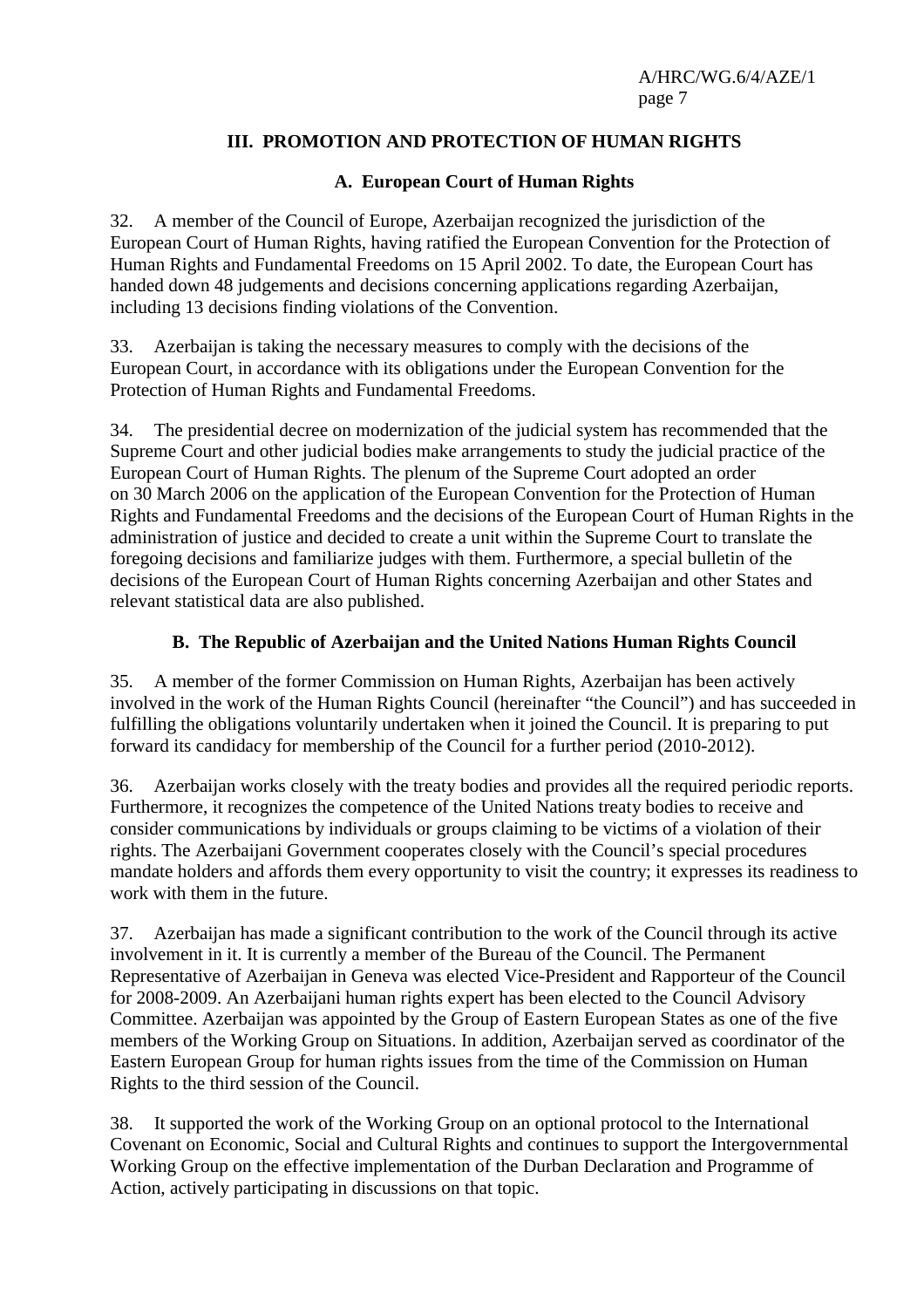## III. PROMOTION AND PROTECTION OF HUMAN RIGHTS

### A. European Court of Human Rights

32. A member of the Council of Europe, Azerbaijan recognized the jurisdiction of the European Court of Human Rights, having ratified the European Convention for the Protection of Human Rights and Fundamental Freedoms on 15 April 2002. To date, the European Court has handed down 48 judgements and decisions concerning applications regarding Azerbaijan, including 13 decisions finding violations of the Convention.

33. Azerbaijan is taking the necessary measures to comply with the decisions of the European Court, in accordance with its obligations under the European Convention for the Protection of Human Rights and Fundamental Freedoms.

34. The presidential decree on modernization of the judicial system has recommended that the Supreme Court and other judicial bodies make arrangements to study the judicial practice of the European Court of Human Rights. The plenum of the Supreme Court adopted an order on 30 March 2006 on the application of the European Convention for the Protection of Human Rights and Fundamental Freedoms and the decisions of the European Court of Human Rights in the administration of justice and decided to create a unit within the Supreme Court to translate the foregoing decisions and familiarize judges with them. Furthermore, a special bulletin of the decisions of the European Court of Human Rights concerning Azerbaijan and other States and relevant statistical data are also published.

### B. The Republic of Azerbaijan and the United Nations Human Rights Council

35. A member of the former Commission on Human Rights, Azerbaijan has been actively involved in the work of the Human Rights Council (hereinafter "the Council") and has succeeded in fulfilling the obligations voluntarily undertaken when it joined the Council. It is preparing to put forward its candidacy for membership of the Council for a further period (2010-2012).

36. Azerbaijan works closely with the treaty bodies and provides all the required periodic reports. Furthermore, it recognizes the competence of the United Nations treaty bodies to receive and consider communications by individuals or groups claiming to be victims of a violation of their rights. The Azerbaijani Government cooperates closely with the Council's special procedures mandate holders and affords them every opportunity to visit the country; it expresses its readiness to work with them in the future.

37. Azerbaijan has made a significant contribution to the work of the Council through its active involvement in it. It is currently a member of the Bureau of the Council. The Permanent Representative of Azerbaijan in Geneva was elected Vice-President and Rapporteur of the Council for 2008-2009. An Azerbaijani human rights expert has been elected to the Council Advisory Committee. Azerbaijan was appointed by the Group of Eastern European States as one of the five members of the Working Group on Situations. In addition, Azerbaijan served as coordinator of the Eastern European Group for human rights issues from the time of the Commission on Human Rights to the third session of the Council.

38. It supported the work of the Working Group on an optional protocol to the International Covenant on Economic, Social and Cultural Rights and continues to support the Intergovernmental Working Group on the effective implementation of the Durban Declaration and Programme of Action, actively participating in discussions on that topic.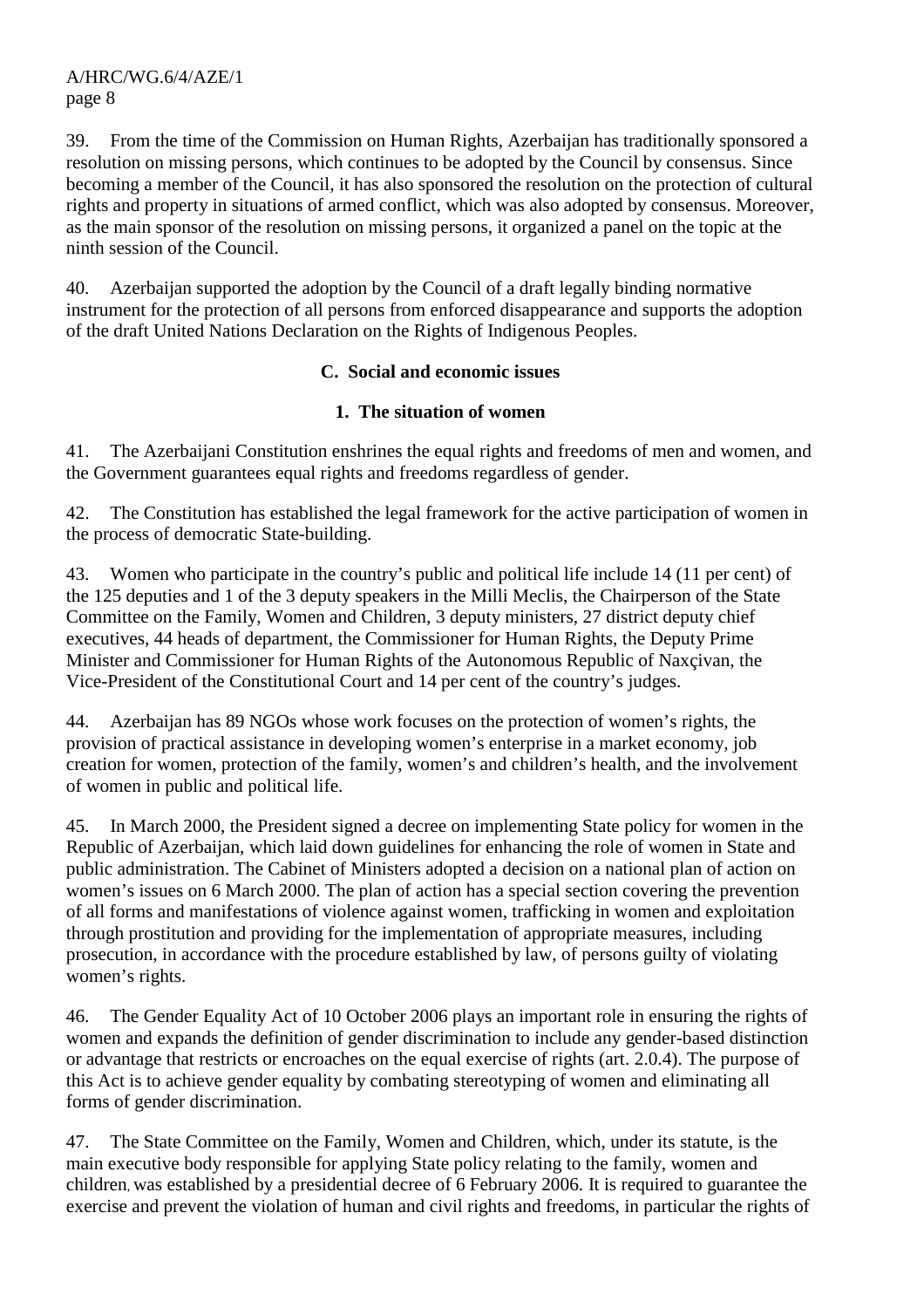39. From the time of the Commission on Human Rights, Azerbaijan has traditionally sponsored a resolution on missing persons, which continues to be adopted by the Council by consensus. Since becoming a member of the Council, it has also sponsored the resolution on the protection of cultural rights and property in situations of armed conflict, which was also adopted by consensus. Moreover, as the main sponsor of the resolution on missing persons, it organized a panel on the topic at the ninth session of the Council.

40. Azerbaijan supported the adoption by the Council of a draft legally binding normative instrument for the protection of all persons from enforced disappearance and supports the adoption of the draft United Nations Declaration on the Rights of Indigenous Peoples.

### C. Social and economic issues

#### 1. The situation of women

41. The Azerbaijani Constitution enshrines the equal rights and freedoms of men and women, and the Government guarantees equal rights and freedoms regardless of gender.

42. The Constitution has established the legal framework for the active participation of women in the process of democratic State-building.

43. Women who participate in the country's public and political life include 14 (11 per cent) of the 125 deputies and 1 of the 3 deputy speakers in the Milli Meclis, the Chairperson of the State Committee on the Family, Women and Children, 3 deputy ministers, 27 district deputy chief executives, 44 heads of department, the Commissioner for Human Rights, the Deputy Prime Minister and Commissioner for Human Rights of the Autonomous Republic of Naxçivan, the Vice-President of the Constitutional Court and 14 per cent of the country's judges.

44. Azerbaijan has 89 NGOs whose work focuses on the protection of women's rights, the provision of practical assistance in developing women's enterprise in a market economy, job creation for women, protection of the family, women's and children's health, and the involvement of women in public and political life.

45. In March 2000, the President signed a decree on implementing State policy for women in the Republic of Azerbaijan, which laid down guidelines for enhancing the role of women in State and public administration. The Cabinet of Ministers adopted a decision on a national plan of action on women's issues on 6 March 2000. The plan of action has a special section covering the prevention of all forms and manifestations of violence against women, trafficking in women and exploitation through prostitution and providing for the implementation of appropriate measures, including prosecution, in accordance with the procedure established by law, of persons guilty of violating women's rights.

46. The Gender Equality Act of 10 October 2006 plays an important role in ensuring the rights of women and expands the definition of gender discrimination to include any gender-based distinction or advantage that restricts or encroaches on the equal exercise of rights (art. 2.0.4). The purpose of this Act is to achieve gender equality by combating stereotyping of women and eliminating all forms of gender discrimination.

47. The State Committee on the Family, Women and Children, which, under its statute, is the main executive body responsible for applying State policy relating to the family, women and children, was established by a presidential decree of 6 February 2006. It is required to guarantee the exercise and prevent the violation of human and civil rights and freedoms, in particular the rights of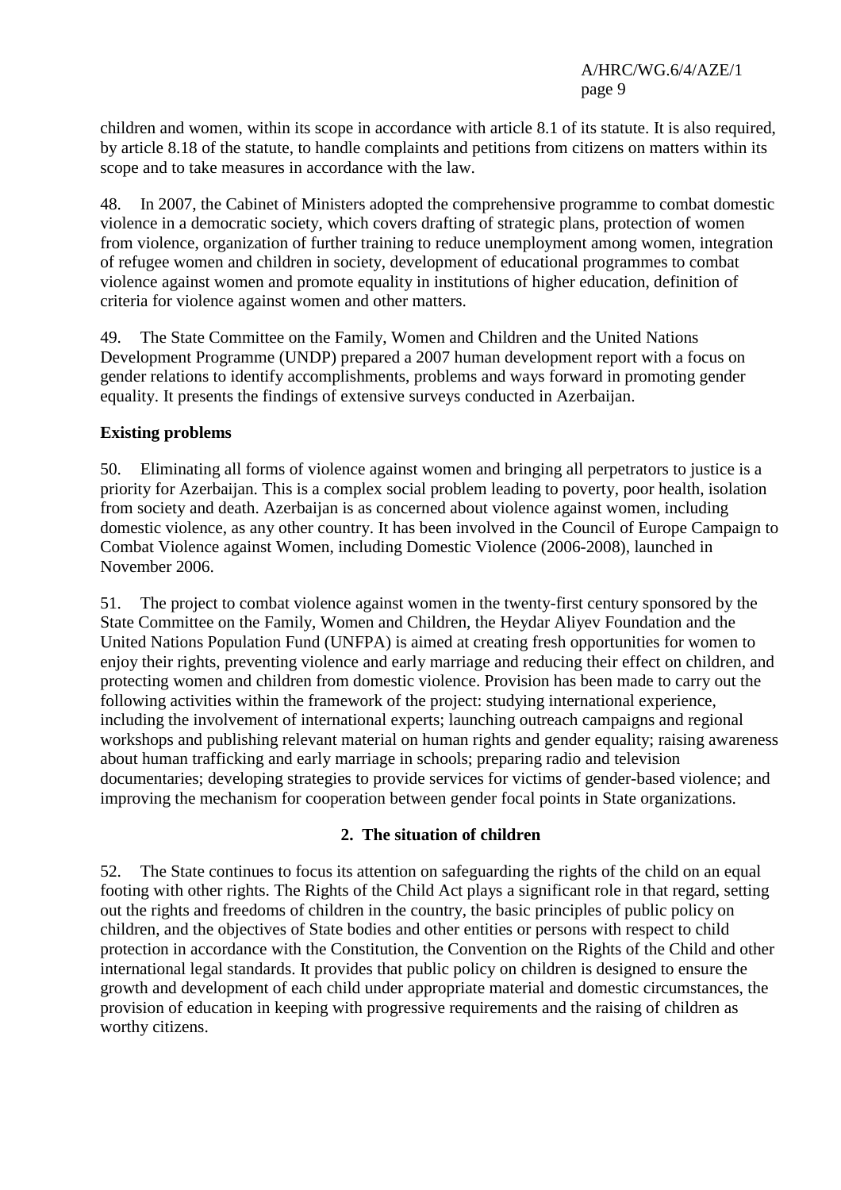children and women, within its scope in accordance with article 8.1 of its statute. It is also required, by article 8.18 of the statute, to handle complaints and petitions from citizens on matters within its scope and to take measures in accordance with the law.

48. In 2007, the Cabinet of Ministers adopted the comprehensive programme to combat domestic violence in a democratic society, which covers drafting of strategic plans, protection of women from violence, organization of further training to reduce unemployment among women, integration of refugee women and children in society, development of educational programmes to combat violence against women and promote equality in institutions of higher education, definition of criteria for violence against women and other matters.

49. The State Committee on the Family, Women and Children and the United Nations Development Programme (UNDP) prepared a 2007 human development report with a focus on gender relations to identify accomplishments, problems and ways forward in promoting gender equality. It presents the findings of extensive surveys conducted in Azerbaijan.

**Existing problems**

50. Eliminating all forms of violence against women and bringing all perpetrators to justice is a priority for Azerbaijan. This is a complex social problem leading to poverty, poor health, isolation from society and death. Azerbaijan is as concerned about violence against women, including domestic violence, as any other country. It has been involved in the Council of Europe Campaign to Combat Violence against Women, including Domestic Violence (2006-2008), launched in November 2006.

51. The project to combat violence against women in the twenty-first century sponsored by the State Committee on the Family, Women and Children, the Heydar Aliyev Foundation and the United Nations Population Fund (UNFPA) is aimed at creating fresh opportunities for women to enjoy their rights, preventing violence and early marriage and reducing their effect on children, and protecting women and children from domestic violence. Provision has been made to carry out the following activities within the framework of the project: studying international experience, including the involvement of international experts; launching outreach campaigns and regional workshops and publishing relevant material on human rights and gender equality; raising awareness about human trafficking and early marriage in schools; preparing radio and television documentaries; developing strategies to provide services for victims of gender-based violence; and improving the mechanism for cooperation between gender focal points in State organizations.

## 2. The situation of children

52. The State continues to focus its attention on safeguarding the rights of the child on an equal footing with other rights. The Rights of the Child Act plays a significant role in that regard, setting out the rights and freedoms of children in the country, the basic principles of public policy on children, and the objectives of State bodies and other entities or persons with respect to child protection in accordance with the Constitution, the Convention on the Rights of the Child and other international legal standards. It provides that public policy on children is designed to ensure the growth and development of each child under appropriate material and domestic circumstances, the provision of education in keeping with progressive requirements and the raising of children as worthy citizens.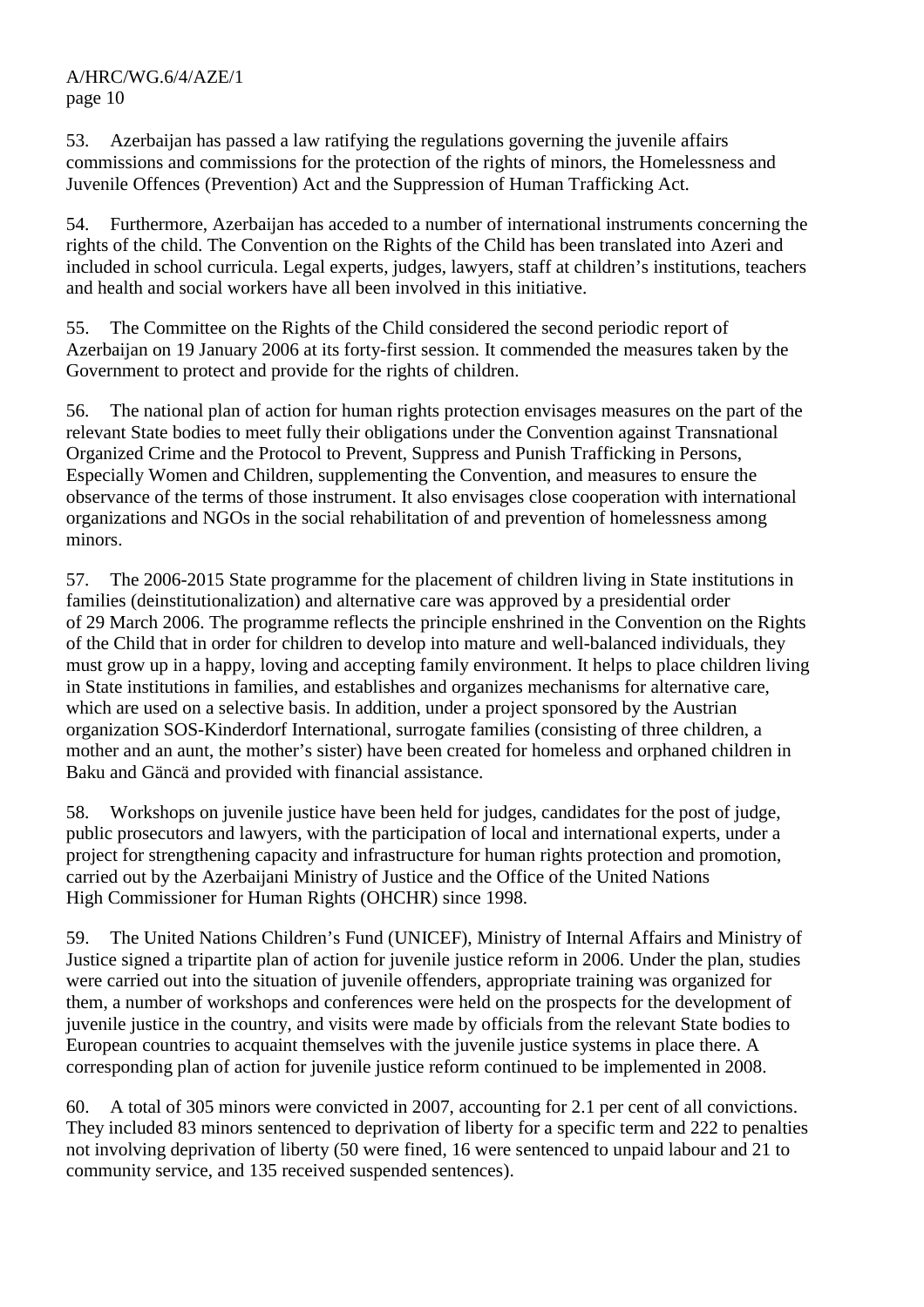53. Azerbaijan has passed a law ratifying the regulations governing the juvenile affairs commissions and commissions for the protection of the rights of minors, the Homelessness and Juvenile Offences (Prevention) Act and the Suppression of Human Trafficking Act.

54. Furthermore, Azerbaijan has acceded to a number of international instruments concerning the rights of the child. The Convention on the Rights of the Child has been translated into Azeri and included in school curricula. Legal experts, judges, lawyers, staff at children's institutions, teachers and health and social workers have all been involved in this initiative.

55. The Committee on the Rights of the Child considered the second periodic report of Azerbaijan on 19 January 2006 at its forty-first session. It commended the measures taken by the Government to protect and provide for the rights of children.

56. The national plan of action for human rights protection envisages measures on the part of the relevant State bodies to meet fully their obligations under the Convention against Transnational Organized Crime and the Protocol to Prevent, Suppress and Punish Trafficking in Persons, Especially Women and Children, supplementing the Convention, and measures to ensure the observance of the terms of those instrument. It also envisages close cooperation with international organizations and NGOs in the social rehabilitation of and prevention of homelessness among minors.

57. The 2006-2015 State programme for the placement of children living in State institutions in families (deinstitutionalization) and alternative care was approved by a presidential order of 29 March 2006. The programme reflects the principle enshrined in the Convention on the Rights of the Child that in order for children to develop into mature and well-balanced individuals, they must grow up in a happy, loving and accepting family environment. It helps to place children living in State institutions in families, and establishes and organizes mechanisms for alternative care, which are used on a selective basis. In addition, under a project sponsored by the Austrian organization SOS-Kinderdorf International, surrogate families (consisting of three children, a mother and an aunt, the mother's sister) have been created for homeless and orphaned children in Baku and Gäncä and provided with financial assistance.

58. Workshops on juvenile justice have been held for judges, candidates for the post of judge, public prosecutors and lawyers, with the participation of local and international experts, under a project for strengthening capacity and infrastructure for human rights protection and promotion, carried out by the Azerbaijani Ministry of Justice and the Office of the United Nations High Commissioner for Human Rights (OHCHR) since 1998.

59. The United Nations Children's Fund (UNICEF), Ministry of Internal Affairs and Ministry of Justice signed a tripartite plan of action for juvenile justice reform in 2006. Under the plan, studies were carried out into the situation of juvenile offenders, appropriate training was organized for them, a number of workshops and conferences were held on the prospects for the development of juvenile justice in the country, and visits were made by officials from the relevant State bodies to European countries to acquaint themselves with the juvenile justice systems in place there. A corresponding plan of action for juvenile justice reform continued to be implemented in 2008.

60. A total of 305 minors were convicted in 2007, accounting for 2.1 per cent of all convictions. They included 83 minors sentenced to deprivation of liberty for a specific term and 222 to penalties not involving deprivation of liberty (50 were fined, 16 were sentenced to unpaid labour and 21 to community service, and 135 received suspended sentences).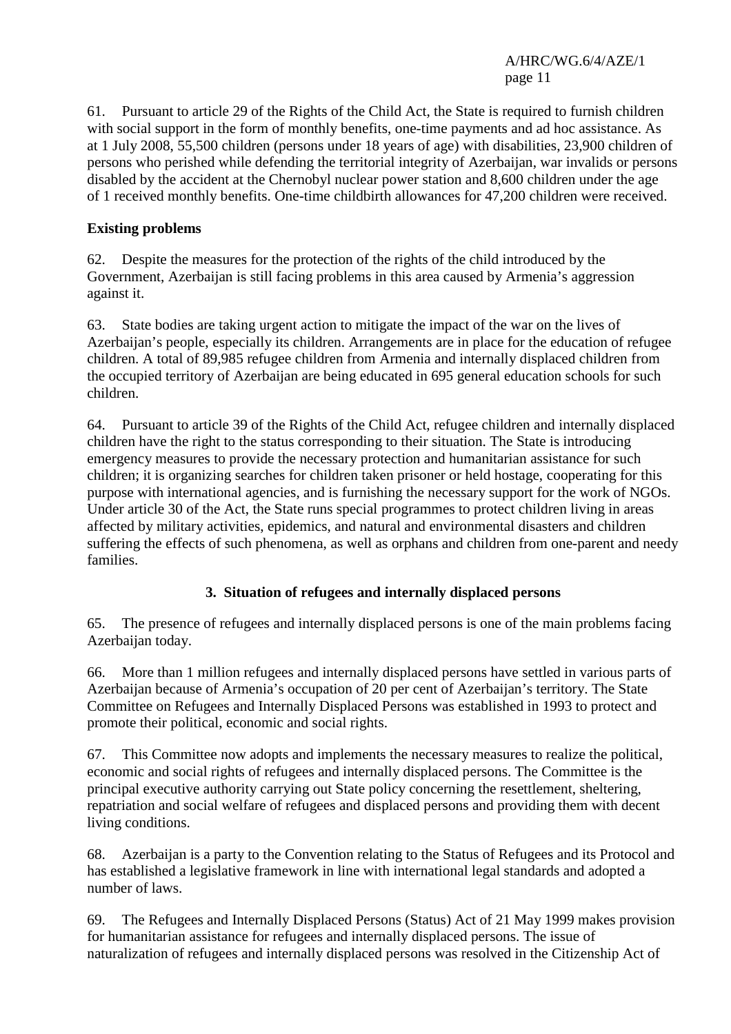61. Pursuant to article 29 of the Rights of the Child Act, the State is required to furnish children with social support in the form of monthly benefits, one-time payments and ad hoc assistance. As at 1 July 2008, 55,500 children (persons under 18 years of age) with disabilities, 23,900 children of persons who perished while defending the territorial integrity of Azerbaijan, war invalids or persons disabled by the accident at the Chernobyl nuclear power station and 8,600 children under the age of 1 received monthly benefits. One-time childbirth allowances for 47,200 children were received.

**Existing problems**

62. Despite the measures for the protection of the rights of the child introduced by the Government, Azerbaijan is still facing problems in this area caused by Armenia's aggression against it.

63. State bodies are taking urgent action to mitigate the impact of the war on the lives of Azerbaijan's people, especially its children. Arrangements are in place for the education of refugee children. A total of 89,985 refugee children from Armenia and internally displaced children from the occupied territory of Azerbaijan are being educated in 695 general education schools for such children.

64. Pursuant to article 39 of the Rights of the Child Act, refugee children and internally displaced children have the right to the status corresponding to their situation. The State is introducing emergency measures to provide the necessary protection and humanitarian assistance for such children; it is organizing searches for children taken prisoner or held hostage, cooperating for this purpose with international agencies, and is furnishing the necessary support for the work of NGOs. Under article 30 of the Act, the State runs special programmes to protect children living in areas affected by military activities, epidemics, and natural and environmental disasters and children suffering the effects of such phenomena, as well as orphans and children from one-parent and needy families.

### 3. Situation of refugees and internally displaced persons

65. The presence of refugees and internally displaced persons is one of the main problems facing Azerbaijan today.

66. More than 1 million refugees and internally displaced persons have settled in various parts of Azerbaijan because of Armenia's occupation of 20 per cent of Azerbaijan's territory. The State Committee on Refugees and Internally Displaced Persons was established in 1993 to protect and promote their political, economic and social rights.

67. This Committee now adopts and implements the necessary measures to realize the political, economic and social rights of refugees and internally displaced persons. The Committee is the principal executive authority carrying out State policy concerning the resettlement, sheltering, repatriation and social welfare of refugees and displaced persons and providing them with decent living conditions.

68. Azerbaijan is a party to the Convention relating to the Status of Refugees and its Protocol and has established a legislative framework in line with international legal standards and adopted a number of laws.

69. The Refugees and Internally Displaced Persons (Status) Act of 21 May 1999 makes provision for humanitarian assistance for refugees and internally displaced persons. The issue of naturalization of refugees and internally displaced persons was resolved in the Citizenship Act of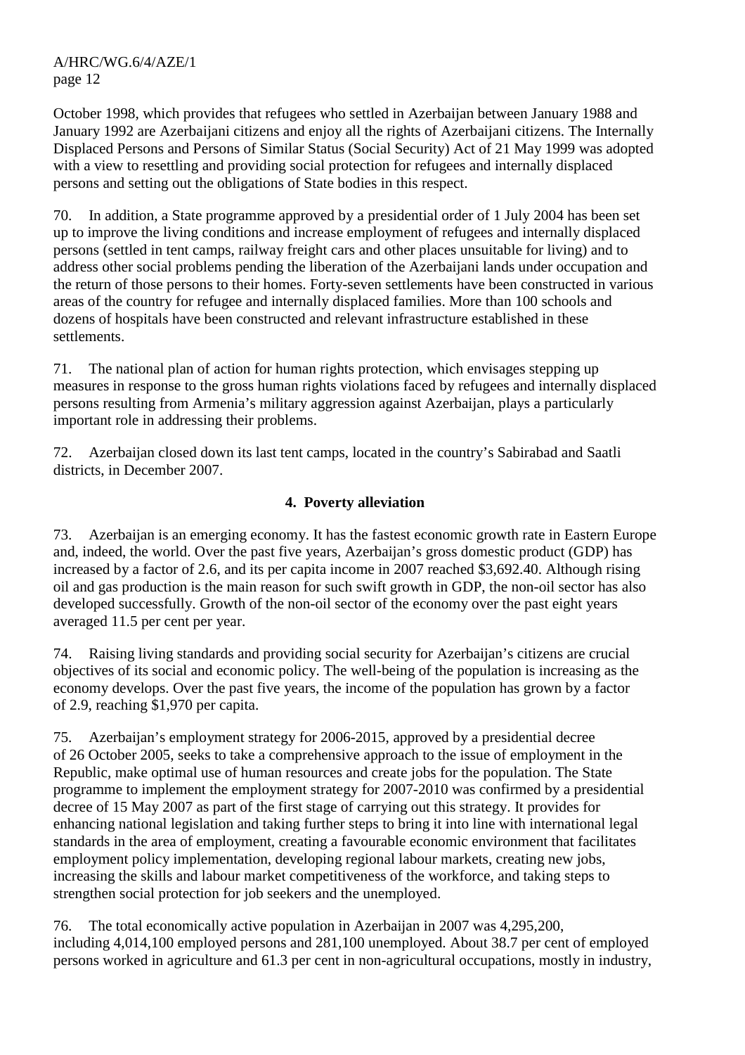October 1998, which provides that refugees who settled in Azerbaijan between January 1988 and January 1992 are Azerbaijani citizens and enjoy all the rights of Azerbaijani citizens. The Internally Displaced Persons and Persons of Similar Status (Social Security) Act of 21 May 1999 was adopted with a view to resettling and providing social protection for refugees and internally displaced persons and setting out the obligations of State bodies in this respect.

70. In addition, a State programme approved by a presidential order of 1 July 2004 has been set up to improve the living conditions and increase employment of refugees and internally displaced persons (settled in tent camps, railway freight cars and other places unsuitable for living) and to address other social problems pending the liberation of the Azerbaijani lands under occupation and the return of those persons to their homes. Forty-seven settlements have been constructed in various areas of the country for refugee and internally displaced families. More than 100 schools and dozens of hospitals have been constructed and relevant infrastructure established in these settlements.

71. The national plan of action for human rights protection, which envisages stepping up measures in response to the gross human rights violations faced by refugees and internally displaced persons resulting from Armenia's military aggression against Azerbaijan, plays a particularly important role in addressing their problems.

72. Azerbaijan closed down its last tent camps, located in the country's Sabirabad and Saatli districts, in December 2007.

### 4. Poverty alleviation

73. Azerbaijan is an emerging economy. It has the fastest economic growth rate in Eastern Europe and, indeed, the world. Over the past five years, Azerbaijan's gross domestic product (GDP) has increased by a factor of 2.6, and its per capita income in 2007 reached $3,692.40. Although rising oil and gas production is the main reason for such swift growth in GDP, the non-oil sector has also developed successfully. Growth of the non-oil sector of the economy over the past eight years averaged 11.5 per cent per year.

74. Raising living standards and providing social security for Azerbaijan's citizens are crucial objectives of its social and economic policy. The well-being of the population is increasing as the economy develops. Over the past five years, the income of the population has grown by a factor of 2.9, reaching $1,970 per capita.

75. Azerbaijan's employment strategy for 2006-2015, approved by a presidential decree of 26 October 2005, seeks to take a comprehensive approach to the issue of employment in the Republic, make optimal use of human resources and create jobs for the population. The State programme to implement the employment strategy for 2007-2010 was confirmed by a presidential decree of 15 May 2007 as part of the first stage of carrying out this strategy. It provides for enhancing national legislation and taking further steps to bring it into line with international legal standards in the area of employment, creating a favourable economic environment that facilitates employment policy implementation, developing regional labour markets, creating new jobs, increasing the skills and labour market competitiveness of the workforce, and taking steps to strengthen social protection for job seekers and the unemployed.

76. The total economically active population in Azerbaijan in 2007 was 4,295,200, including 4,014,100 employed persons and 281,100 unemployed. About 38.7 per cent of employed persons worked in agriculture and 61.3 per cent in non-agricultural occupations, mostly in industry,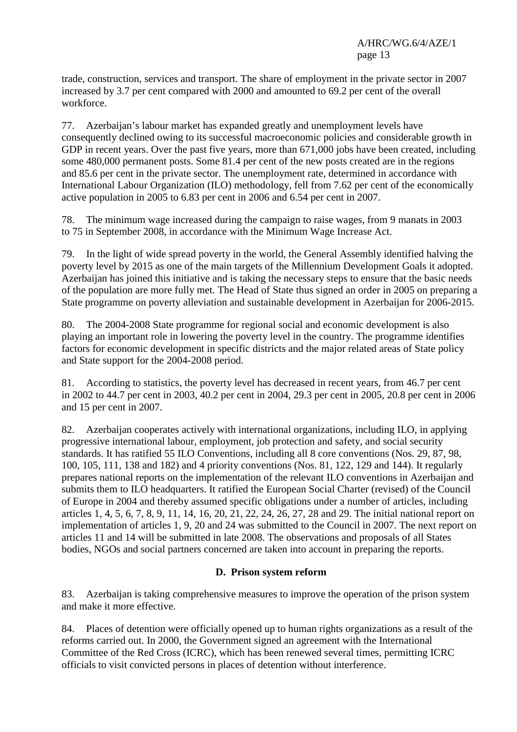trade, construction, services and transport. The share of employment in the private sector in 2007 increased by 3.7 per cent compared with 2000 and amounted to 69.2 per cent of the overall workforce.

77. Azerbaijan's labour market has expanded greatly and unemployment levels have consequently declined owing to its successful macroeconomic policies and considerable growth in GDP in recent years. Over the past five years, more than 671,000 jobs have been created, including some 480,000 permanent posts. Some 81.4 per cent of the new posts created are in the regions and 85.6 per cent in the private sector. The unemployment rate, determined in accordance with International Labour Organization (ILO) methodology, fell from 7.62 per cent of the economically active population in 2005 to 6.83 per cent in 2006 and 6.54 per cent in 2007.

78. The minimum wage increased during the campaign to raise wages, from 9 manats in 2003 to 75 in September 2008, in accordance with the Minimum Wage Increase Act.

79. In the light of wide spread poverty in the world, the General Assembly identified halving the poverty level by 2015 as one of the main targets of the Millennium Development Goals it adopted. Azerbaijan has joined this initiative and is taking the necessary steps to ensure that the basic needs of the population are more fully met. The Head of State thus signed an order in 2005 on preparing a State programme on poverty alleviation and sustainable development in Azerbaijan for 2006-2015.

80. The 2004-2008 State programme for regional social and economic development is also playing an important role in lowering the poverty level in the country. The programme identifies factors for economic development in specific districts and the major related areas of State policy and State support for the 2004-2008 period.

81. According to statistics, the poverty level has decreased in recent years, from 46.7 per cent in 2002 to 44.7 per cent in 2003, 40.2 per cent in 2004, 29.3 per cent in 2005, 20.8 per cent in 2006 and 15 per cent in 2007.

82. Azerbaijan cooperates actively with international organizations, including ILO, in applying progressive international labour, employment, job protection and safety, and social security standards. It has ratified 55 ILO Conventions, including all 8 core conventions (Nos. 29, 87, 98, 100, 105, 111, 138 and 182) and 4 priority conventions (Nos. 81, 122, 129 and 144). It regularly prepares national reports on the implementation of the relevant ILO conventions in Azerbaijan and submits them to ILO headquarters. It ratified the European Social Charter (revised) of the Council of Europe in 2004 and thereby assumed specific obligations under a number of articles, including articles 1, 4, 5, 6, 7, 8, 9, 11, 14, 16, 20, 21, 22, 24, 26, 27, 28 and 29. The initial national report on implementation of articles 1, 9, 20 and 24 was submitted to the Council in 2007. The next report on articles 11 and 14 will be submitted in late 2008. The observations and proposals of all States bodies, NGOs and social partners concerned are taken into account in preparing the reports.

## D. Prison system reform

83. Azerbaijan is taking comprehensive measures to improve the operation of the prison system and make it more effective.

84. Places of detention were officially opened up to human rights organizations as a result of the reforms carried out. In 2000, the Government signed an agreement with the International Committee of the Red Cross (ICRC), which has been renewed several times, permitting ICRC officials to visit convicted persons in places of detention without interference.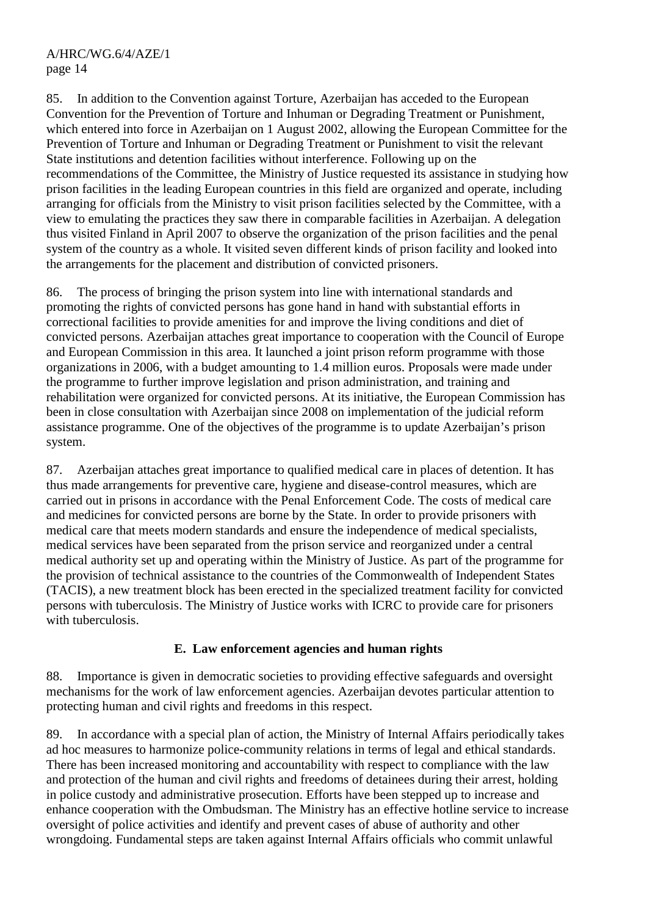85. In addition to the Convention against Torture, Azerbaijan has acceded to the European Convention for the Prevention of Torture and Inhuman or Degrading Treatment or Punishment, which entered into force in Azerbaijan on 1 August 2002, allowing the European Committee for the Prevention of Torture and Inhuman or Degrading Treatment or Punishment to visit the relevant State institutions and detention facilities without interference. Following up on the recommendations of the Committee, the Ministry of Justice requested its assistance in studying how prison facilities in the leading European countries in this field are organized and operate, including arranging for officials from the Ministry to visit prison facilities selected by the Committee, with a view to emulating the practices they saw there in comparable facilities in Azerbaijan. A delegation thus visited Finland in April 2007 to observe the organization of the prison facilities and the penal system of the country as a whole. It visited seven different kinds of prison facility and looked into the arrangements for the placement and distribution of convicted prisoners.

86. The process of bringing the prison system into line with international standards and promoting the rights of convicted persons has gone hand in hand with substantial efforts in correctional facilities to provide amenities for and improve the living conditions and diet of convicted persons. Azerbaijan attaches great importance to cooperation with the Council of Europe and European Commission in this area. It launched a joint prison reform programme with those organizations in 2006, with a budget amounting to 1.4 million euros. Proposals were made under the programme to further improve legislation and prison administration, and training and rehabilitation were organized for convicted persons. At its initiative, the European Commission has been in close consultation with Azerbaijan since 2008 on implementation of the judicial reform assistance programme. One of the objectives of the programme is to update Azerbaijan's prison system.

87. Azerbaijan attaches great importance to qualified medical care in places of detention. It has thus made arrangements for preventive care, hygiene and disease-control measures, which are carried out in prisons in accordance with the Penal Enforcement Code. The costs of medical care and medicines for convicted persons are borne by the State. In order to provide prisoners with medical care that meets modern standards and ensure the independence of medical specialists, medical services have been separated from the prison service and reorganized under a central medical authority set up and operating within the Ministry of Justice. As part of the programme for the provision of technical assistance to the countries of the Commonwealth of Independent States (TACIS), a new treatment block has been erected in the specialized treatment facility for convicted persons with tuberculosis. The Ministry of Justice works with ICRC to provide care for prisoners with tuberculosis.

### E. Law enforcement agencies and human rights

88. Importance is given in democratic societies to providing effective safeguards and oversight mechanisms for the work of law enforcement agencies. Azerbaijan devotes particular attention to protecting human and civil rights and freedoms in this respect.

89. In accordance with a special plan of action, the Ministry of Internal Affairs periodically takes ad hoc measures to harmonize police-community relations in terms of legal and ethical standards. There has been increased monitoring and accountability with respect to compliance with the law and protection of the human and civil rights and freedoms of detainees during their arrest, holding in police custody and administrative prosecution. Efforts have been stepped up to increase and enhance cooperation with the Ombudsman. The Ministry has an effective hotline service to increase oversight of police activities and identify and prevent cases of abuse of authority and other wrongdoing. Fundamental steps are taken against Internal Affairs officials who commit unlawful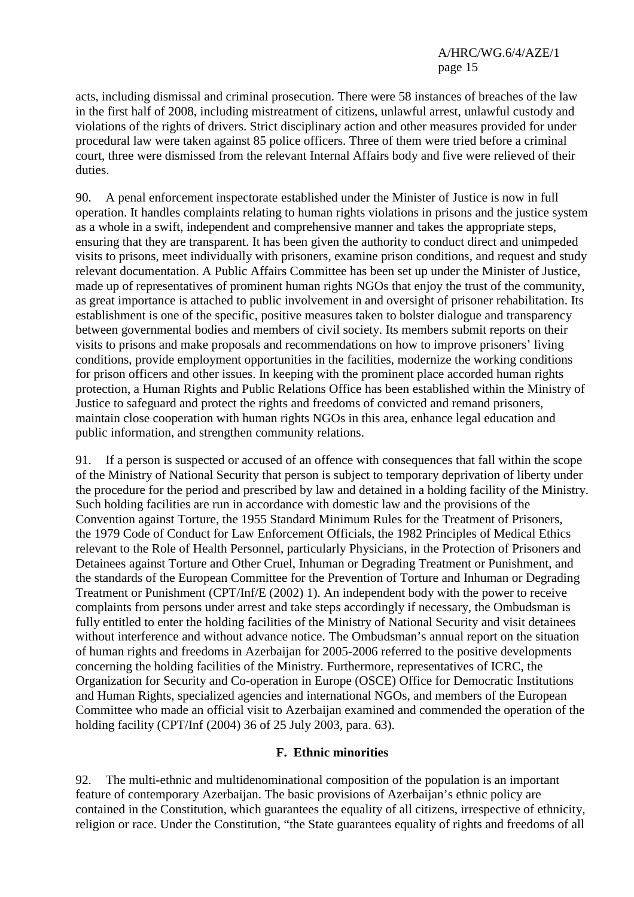acts, including dismissal and criminal prosecution. There were 58 instances of breaches of the law in the first half of 2008, including mistreatment of citizens, unlawful arrest, unlawful custody and violations of the rights of drivers. Strict disciplinary action and other measures provided for under procedural law were taken against 85 police officers. Three of them were tried before a criminal court, three were dismissed from the relevant Internal Affairs body and five were relieved of their duties.

90. A penal enforcement inspectorate established under the Minister of Justice is now in full operation. It handles complaints relating to human rights violations in prisons and the justice system as a whole in a swift, independent and comprehensive manner and takes the appropriate steps, ensuring that they are transparent. It has been given the authority to conduct direct and unimpeded visits to prisons, meet individually with prisoners, examine prison conditions, and request and study relevant documentation. A Public Affairs Committee has been set up under the Minister of Justice, made up of representatives of prominent human rights NGOs that enjoy the trust of the community, as great importance is attached to public involvement in and oversight of prisoner rehabilitation. Its establishment is one of the specific, positive measures taken to bolster dialogue and transparency between governmental bodies and members of civil society. Its members submit reports on their visits to prisons and make proposals and recommendations on how to improve prisoners' living conditions, provide employment opportunities in the facilities, modernize the working conditions for prison officers and other issues. In keeping with the prominent place accorded human rights protection, a Human Rights and Public Relations Office has been established within the Ministry of Justice to safeguard and protect the rights and freedoms of convicted and remand prisoners, maintain close cooperation with human rights NGOs in this area, enhance legal education and public information, and strengthen community relations.

91. If a person is suspected or accused of an offence with consequences that fall within the scope of the Ministry of National Security that person is subject to temporary deprivation of liberty under the procedure for the period and prescribed by law and detained in a holding facility of the Ministry. Such holding facilities are run in accordance with domestic law and the provisions of the Convention against Torture, the 1955 Standard Minimum Rules for the Treatment of Prisoners, the 1979 Code of Conduct for Law Enforcement Officials, the 1982 Principles of Medical Ethics relevant to the Role of Health Personnel, particularly Physicians, in the Protection of Prisoners and Detainees against Torture and Other Cruel, Inhuman or Degrading Treatment or Punishment, and the standards of the European Committee for the Prevention of Torture and Inhuman or Degrading Treatment or Punishment (CPT/Inf/E (2002) 1). An independent body with the power to receive complaints from persons under arrest and take steps accordingly if necessary, the Ombudsman is fully entitled to enter the holding facilities of the Ministry of National Security and visit detainees without interference and without advance notice. The Ombudsman's annual report on the situation of human rights and freedoms in Azerbaijan for 2005-2006 referred to the positive developments concerning the holding facilities of the Ministry. Furthermore, representatives of ICRC, the Organization for Security and Co-operation in Europe (OSCE) Office for Democratic Institutions and Human Rights, specialized agencies and international NGOs, and members of the European Committee who made an official visit to Azerbaijan examined and commended the operation of the holding facility (CPT/Inf (2004) 36 of 25 July 2003, para. 63).

### F. Ethnic minorities

92. The multi-ethnic and multidenominational composition of the population is an important feature of contemporary Azerbaijan. The basic provisions of Azerbaijan's ethnic policy are contained in the Constitution, which guarantees the equality of all citizens, irrespective of ethnicity, religion or race. Under the Constitution, "the State guarantees equality of rights and freedoms of all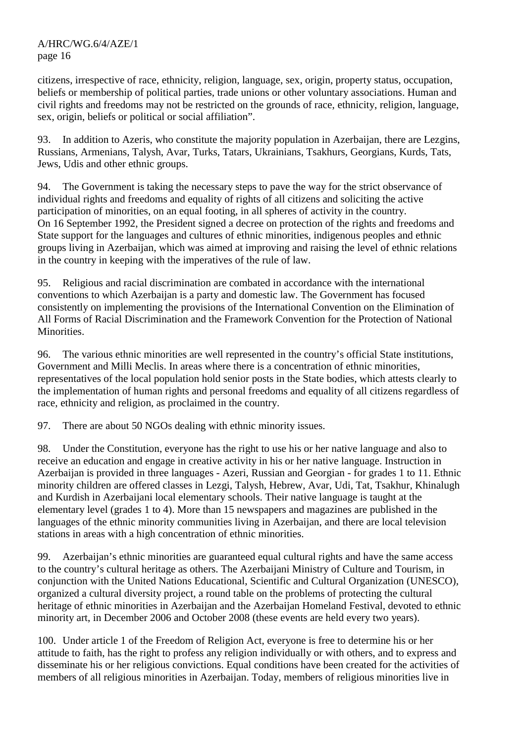citizens, irrespective of race, ethnicity, religion, language, sex, origin, property status, occupation, beliefs or membership of political parties, trade unions or other voluntary associations. Human and civil rights and freedoms may not be restricted on the grounds of race, ethnicity, religion, language, sex, origin, beliefs or political or social affiliation".

93. In addition to Azeris, who constitute the majority population in Azerbaijan, there are Lezgins, Russians, Armenians, Talysh, Avar, Turks, Tatars, Ukrainians, Tsakhurs, Georgians, Kurds, Tats, Jews, Udis and other ethnic groups.

94. The Government is taking the necessary steps to pave the way for the strict observance of individual rights and freedoms and equality of rights of all citizens and soliciting the active participation of minorities, on an equal footing, in all spheres of activity in the country. On 16 September 1992, the President signed a decree on protection of the rights and freedoms and State support for the languages and cultures of ethnic minorities, indigenous peoples and ethnic groups living in Azerbaijan, which was aimed at improving and raising the level of ethnic relations in the country in keeping with the imperatives of the rule of law.

95. Religious and racial discrimination are combated in accordance with the international conventions to which Azerbaijan is a party and domestic law. The Government has focused consistently on implementing the provisions of the International Convention on the Elimination of All Forms of Racial Discrimination and the Framework Convention for the Protection of National Minorities.

96. The various ethnic minorities are well represented in the country's official State institutions, Government and Milli Meclis. In areas where there is a concentration of ethnic minorities, representatives of the local population hold senior posts in the State bodies, which attests clearly to the implementation of human rights and personal freedoms and equality of all citizens regardless of race, ethnicity and religion, as proclaimed in the country.

97. There are about 50 NGOs dealing with ethnic minority issues.

98. Under the Constitution, everyone has the right to use his or her native language and also to receive an education and engage in creative activity in his or her native language. Instruction in Azerbaijan is provided in three languages - Azeri, Russian and Georgian - for grades 1 to 11. Ethnic minority children are offered classes in Lezgi, Talysh, Hebrew, Avar, Udi, Tat, Tsakhur, Khinalugh and Kurdish in Azerbaijani local elementary schools. Their native language is taught at the elementary level (grades 1 to 4). More than 15 newspapers and magazines are published in the languages of the ethnic minority communities living in Azerbaijan, and there are local television stations in areas with a high concentration of ethnic minorities.

99. Azerbaijan's ethnic minorities are guaranteed equal cultural rights and have the same access to the country's cultural heritage as others. The Azerbaijani Ministry of Culture and Tourism, in conjunction with the United Nations Educational, Scientific and Cultural Organization (UNESCO), organized a cultural diversity project, a round table on the problems of protecting the cultural heritage of ethnic minorities in Azerbaijan and the Azerbaijan Homeland Festival, devoted to ethnic minority art, in December 2006 and October 2008 (these events are held every two years).

100. Under article 1 of the Freedom of Religion Act, everyone is free to determine his or her attitude to faith, has the right to profess any religion individually or with others, and to express and disseminate his or her religious convictions. Equal conditions have been created for the activities of members of all religious minorities in Azerbaijan. Today, members of religious minorities live in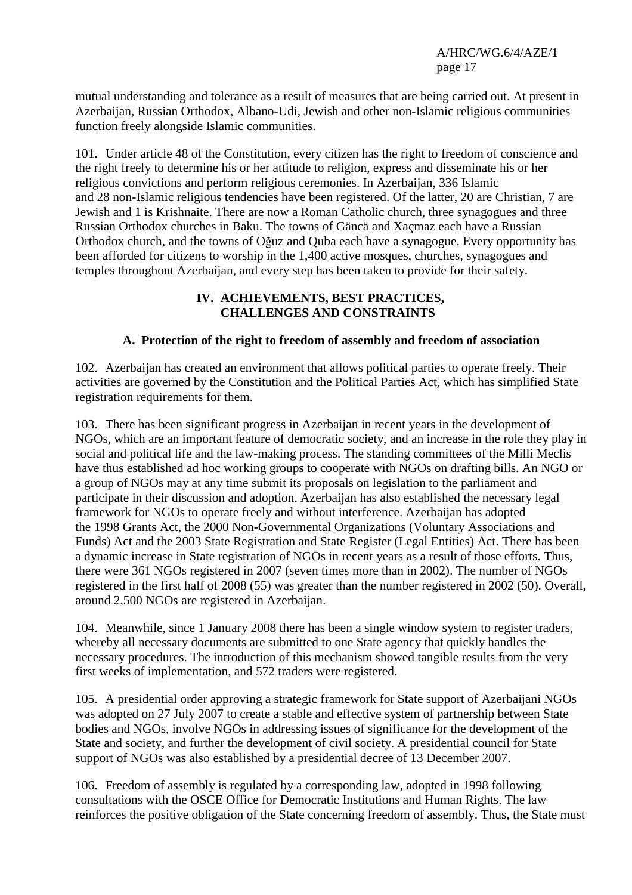mutual understanding and tolerance as a result of measures that are being carried out. At present in Azerbaijan, Russian Orthodox, Albano-Udi, Jewish and other non-Islamic religious communities function freely alongside Islamic communities.

101. Under article 48 of the Constitution, every citizen has the right to freedom of conscience and the right freely to determine his or her attitude to religion, express and disseminate his or her religious convictions and perform religious ceremonies. In Azerbaijan, 336 Islamic and 28 non-Islamic religious tendencies have been registered. Of the latter, 20 are Christian, 7 are Jewish and 1 is Krishnaite. There are now a Roman Catholic church, three synagogues and three Russian Orthodox churches in Baku. The towns of Gäncä and Xaçmaz each have a Russian Orthodox church, and the towns of Oğuz and Quba each have a synagogue. Every opportunity has been afforded for citizens to worship in the 1,400 active mosques, churches, synagogues and temples throughout Azerbaijan, and every step has been taken to provide for their safety.

## IV. ACHIEVEMENTS, BEST PRACTICES, CHALLENGES AND CONSTRAINTS

### A. Protection of the right to freedom of assembly and freedom of association

102. Azerbaijan has created an environment that allows political parties to operate freely. Their activities are governed by the Constitution and the Political Parties Act, which has simplified State registration requirements for them.

103. There has been significant progress in Azerbaijan in recent years in the development of NGOs, which are an important feature of democratic society, and an increase in the role they play in social and political life and the law-making process. The standing committees of the Milli Meclis have thus established ad hoc working groups to cooperate with NGOs on drafting bills. An NGO or a group of NGOs may at any time submit its proposals on legislation to the parliament and participate in their discussion and adoption. Azerbaijan has also established the necessary legal framework for NGOs to operate freely and without interference. Azerbaijan has adopted the 1998 Grants Act, the 2000 Non-Governmental Organizations (Voluntary Associations and Funds) Act and the 2003 State Registration and State Register (Legal Entities) Act. There has been a dynamic increase in State registration of NGOs in recent years as a result of those efforts. Thus, there were 361 NGOs registered in 2007 (seven times more than in 2002). The number of NGOs registered in the first half of 2008 (55) was greater than the number registered in 2002 (50). Overall, around 2,500 NGOs are registered in Azerbaijan.

104. Meanwhile, since 1 January 2008 there has been a single window system to register traders, whereby all necessary documents are submitted to one State agency that quickly handles the necessary procedures. The introduction of this mechanism showed tangible results from the very first weeks of implementation, and 572 traders were registered.

105. A presidential order approving a strategic framework for State support of Azerbaijani NGOs was adopted on 27 July 2007 to create a stable and effective system of partnership between State bodies and NGOs, involve NGOs in addressing issues of significance for the development of the State and society, and further the development of civil society. A presidential council for State support of NGOs was also established by a presidential decree of 13 December 2007.

106. Freedom of assembly is regulated by a corresponding law, adopted in 1998 following consultations with the OSCE Office for Democratic Institutions and Human Rights. The law reinforces the positive obligation of the State concerning freedom of assembly. Thus, the State must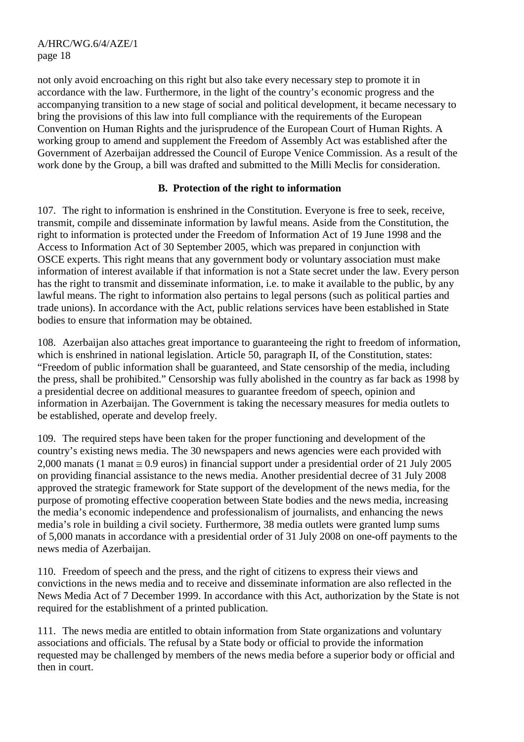not only avoid encroaching on this right but also take every necessary step to promote it in accordance with the law. Furthermore, in the light of the country's economic progress and the accompanying transition to a new stage of social and political development, it became necessary to bring the provisions of this law into full compliance with the requirements of the European Convention on Human Rights and the jurisprudence of the European Court of Human Rights. A working group to amend and supplement the Freedom of Assembly Act was established after the Government of Azerbaijan addressed the Council of Europe Venice Commission. As a result of the work done by the Group, a bill was drafted and submitted to the Milli Meclis for consideration.

## B. Protection of the right to information

107. The right to information is enshrined in the Constitution. Everyone is free to seek, receive, transmit, compile and disseminate information by lawful means. Aside from the Constitution, the right to information is protected under the Freedom of Information Act of 19 June 1998 and the Access to Information Act of 30 September 2005, which was prepared in conjunction with OSCE experts. This right means that any government body or voluntary association must make information of interest available if that information is not a State secret under the law. Every person has the right to transmit and disseminate information, i.e. to make it available to the public, by any lawful means. The right to information also pertains to legal persons (such as political parties and trade unions). In accordance with the Act, public relations services have been established in State bodies to ensure that information may be obtained.

108. Azerbaijan also attaches great importance to guaranteeing the right to freedom of information, which is enshrined in national legislation. Article 50, paragraph II, of the Constitution, states: "Freedom of public information shall be guaranteed, and State censorship of the media, including the press, shall be prohibited." Censorship was fully abolished in the country as far back as 1998 by a presidential decree on additional measures to guarantee freedom of speech, opinion and information in Azerbaijan. The Government is taking the necessary measures for media outlets to be established, operate and develop freely.

109. The required steps have been taken for the proper functioning and development of the country's existing news media. The 30 newspapers and news agencies were each provided with 2,000 manats (1 manat ≅ 0.9 euros) in financial support under a presidential order of 21 July 2005 on providing financial assistance to the news media. Another presidential decree of 31 July 2008 approved the strategic framework for State support of the development of the news media, for the purpose of promoting effective cooperation between State bodies and the news media, increasing the media's economic independence and professionalism of journalists, and enhancing the news media's role in building a civil society. Furthermore, 38 media outlets were granted lump sums of 5,000 manats in accordance with a presidential order of 31 July 2008 on one-off payments to the news media of Azerbaijan.

110. Freedom of speech and the press, and the right of citizens to express their views and convictions in the news media and to receive and disseminate information are also reflected in the News Media Act of 7 December 1999. In accordance with this Act, authorization by the State is not required for the establishment of a printed publication.

111. The news media are entitled to obtain information from State organizations and voluntary associations and officials. The refusal by a State body or official to provide the information requested may be challenged by members of the news media before a superior body or official and then in court.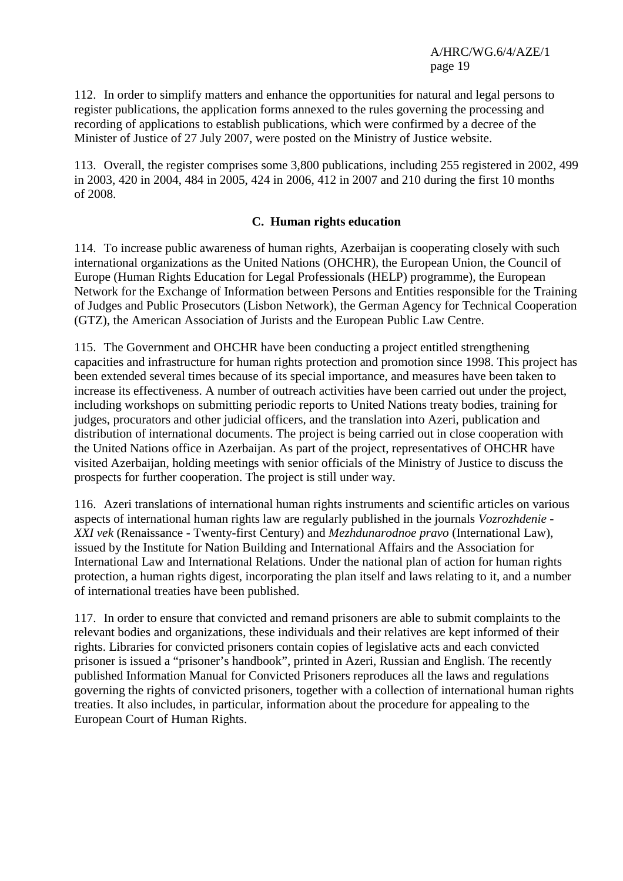112. In order to simplify matters and enhance the opportunities for natural and legal persons to register publications, the application forms annexed to the rules governing the processing and recording of applications to establish publications, which were confirmed by a decree of the Minister of Justice of 27 July 2007, were posted on the Ministry of Justice website.

113. Overall, the register comprises some 3,800 publications, including 255 registered in 2002, 499 in 2003, 420 in 2004, 484 in 2005, 424 in 2006, 412 in 2007 and 210 during the first 10 months of 2008.

## C. Human rights education

114. To increase public awareness of human rights, Azerbaijan is cooperating closely with such international organizations as the United Nations (OHCHR), the European Union, the Council of Europe (Human Rights Education for Legal Professionals (HELP) programme), the European Network for the Exchange of Information between Persons and Entities responsible for the Training of Judges and Public Prosecutors (Lisbon Network), the German Agency for Technical Cooperation (GTZ), the American Association of Jurists and the European Public Law Centre.

115. The Government and OHCHR have been conducting a project entitled strengthening capacities and infrastructure for human rights protection and promotion since 1998. This project has been extended several times because of its special importance, and measures have been taken to increase its effectiveness. A number of outreach activities have been carried out under the project, including workshops on submitting periodic reports to United Nations treaty bodies, training for judges, procurators and other judicial officers, and the translation into Azeri, publication and distribution of international documents. The project is being carried out in close cooperation with the United Nations office in Azerbaijan. As part of the project, representatives of OHCHR have visited Azerbaijan, holding meetings with senior officials of the Ministry of Justice to discuss the prospects for further cooperation. The project is still under way.

116. Azeri translations of international human rights instruments and scientific articles on various aspects of international human rights law are regularly published in the journals *Vozrozhdenie - XXI vek* (Renaissance - Twenty-first Century) and *Mezhdunarodnoe pravo* (International Law), issued by the Institute for Nation Building and International Affairs and the Association for International Law and International Relations. Under the national plan of action for human rights protection, a human rights digest, incorporating the plan itself and laws relating to it, and a number of international treaties have been published.

117. In order to ensure that convicted and remand prisoners are able to submit complaints to the relevant bodies and organizations, these individuals and their relatives are kept informed of their rights. Libraries for convicted prisoners contain copies of legislative acts and each convicted prisoner is issued a "prisoner's handbook", printed in Azeri, Russian and English. The recently published Information Manual for Convicted Prisoners reproduces all the laws and regulations governing the rights of convicted prisoners, together with a collection of international human rights treaties. It also includes, in particular, information about the procedure for appealing to the European Court of Human Rights.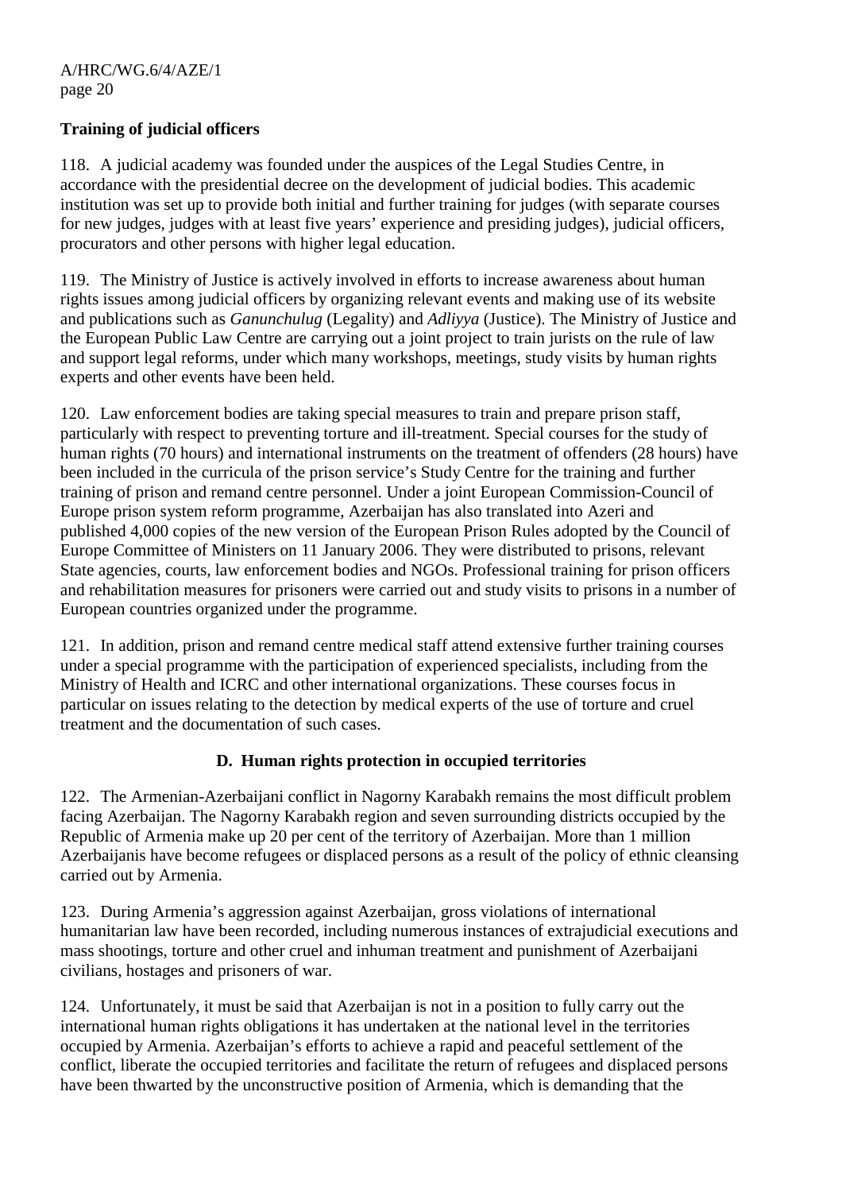**Training of judicial officers**

118. A judicial academy was founded under the auspices of the Legal Studies Centre, in accordance with the presidential decree on the development of judicial bodies. This academic institution was set up to provide both initial and further training for judges (with separate courses for new judges, judges with at least five years' experience and presiding judges), judicial officers, procurators and other persons with higher legal education.

119. The Ministry of Justice is actively involved in efforts to increase awareness about human rights issues among judicial officers by organizing relevant events and making use of its website and publications such as *Ganunchulug* (Legality) and *Adliyya* (Justice). The Ministry of Justice and the European Public Law Centre are carrying out a joint project to train jurists on the rule of law and support legal reforms, under which many workshops, meetings, study visits by human rights experts and other events have been held.

120. Law enforcement bodies are taking special measures to train and prepare prison staff, particularly with respect to preventing torture and ill-treatment. Special courses for the study of human rights (70 hours) and international instruments on the treatment of offenders (28 hours) have been included in the curricula of the prison service's Study Centre for the training and further training of prison and remand centre personnel. Under a joint European Commission-Council of Europe prison system reform programme, Azerbaijan has also translated into Azeri and published 4,000 copies of the new version of the European Prison Rules adopted by the Council of Europe Committee of Ministers on 11 January 2006. They were distributed to prisons, relevant State agencies, courts, law enforcement bodies and NGOs. Professional training for prison officers and rehabilitation measures for prisoners were carried out and study visits to prisons in a number of European countries organized under the programme.

121. In addition, prison and remand centre medical staff attend extensive further training courses under a special programme with the participation of experienced specialists, including from the Ministry of Health and ICRC and other international organizations. These courses focus in particular on issues relating to the detection by medical experts of the use of torture and cruel treatment and the documentation of such cases.

## D. Human rights protection in occupied territories

122. The Armenian-Azerbaijani conflict in Nagorny Karabakh remains the most difficult problem facing Azerbaijan. The Nagorny Karabakh region and seven surrounding districts occupied by the Republic of Armenia make up 20 per cent of the territory of Azerbaijan. More than 1 million Azerbaijanis have become refugees or displaced persons as a result of the policy of ethnic cleansing carried out by Armenia.

123. During Armenia's aggression against Azerbaijan, gross violations of international humanitarian law have been recorded, including numerous instances of extrajudicial executions and mass shootings, torture and other cruel and inhuman treatment and punishment of Azerbaijani civilians, hostages and prisoners of war.

124. Unfortunately, it must be said that Azerbaijan is not in a position to fully carry out the international human rights obligations it has undertaken at the national level in the territories occupied by Armenia. Azerbaijan's efforts to achieve a rapid and peaceful settlement of the conflict, liberate the occupied territories and facilitate the return of refugees and displaced persons have been thwarted by the unconstructive position of Armenia, which is demanding that the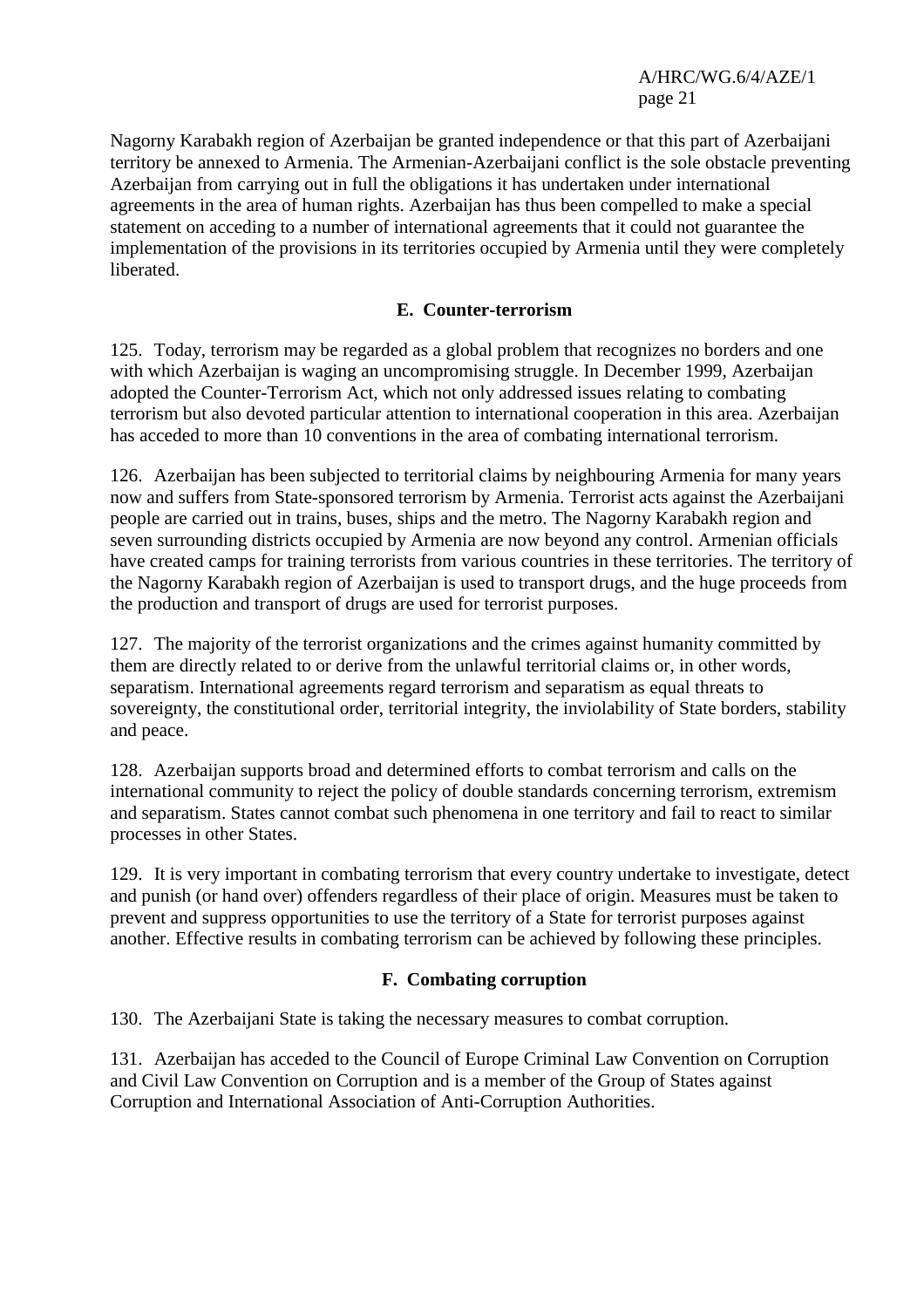Nagorny Karabakh region of Azerbaijan be granted independence or that this part of Azerbaijani territory be annexed to Armenia. The Armenian-Azerbaijani conflict is the sole obstacle preventing Azerbaijan from carrying out in full the obligations it has undertaken under international agreements in the area of human rights. Azerbaijan has thus been compelled to make a special statement on acceding to a number of international agreements that it could not guarantee the implementation of the provisions in its territories occupied by Armenia until they were completely liberated.

### E. Counter-terrorism

125. Today, terrorism may be regarded as a global problem that recognizes no borders and one with which Azerbaijan is waging an uncompromising struggle. In December 1999, Azerbaijan adopted the Counter-Terrorism Act, which not only addressed issues relating to combating terrorism but also devoted particular attention to international cooperation in this area. Azerbaijan has acceded to more than 10 conventions in the area of combating international terrorism.

126. Azerbaijan has been subjected to territorial claims by neighbouring Armenia for many years now and suffers from State-sponsored terrorism by Armenia. Terrorist acts against the Azerbaijani people are carried out in trains, buses, ships and the metro. The Nagorny Karabakh region and seven surrounding districts occupied by Armenia are now beyond any control. Armenian officials have created camps for training terrorists from various countries in these territories. The territory of the Nagorny Karabakh region of Azerbaijan is used to transport drugs, and the huge proceeds from the production and transport of drugs are used for terrorist purposes.

127. The majority of the terrorist organizations and the crimes against humanity committed by them are directly related to or derive from the unlawful territorial claims or, in other words, separatism. International agreements regard terrorism and separatism as equal threats to sovereignty, the constitutional order, territorial integrity, the inviolability of State borders, stability and peace.

128. Azerbaijan supports broad and determined efforts to combat terrorism and calls on the international community to reject the policy of double standards concerning terrorism, extremism and separatism. States cannot combat such phenomena in one territory and fail to react to similar processes in other States.

129. It is very important in combating terrorism that every country undertake to investigate, detect and punish (or hand over) offenders regardless of their place of origin. Measures must be taken to prevent and suppress opportunities to use the territory of a State for terrorist purposes against another. Effective results in combating terrorism can be achieved by following these principles.

### F. Combating corruption

130. The Azerbaijani State is taking the necessary measures to combat corruption.

131. Azerbaijan has acceded to the Council of Europe Criminal Law Convention on Corruption and Civil Law Convention on Corruption and is a member of the Group of States against Corruption and International Association of Anti-Corruption Authorities.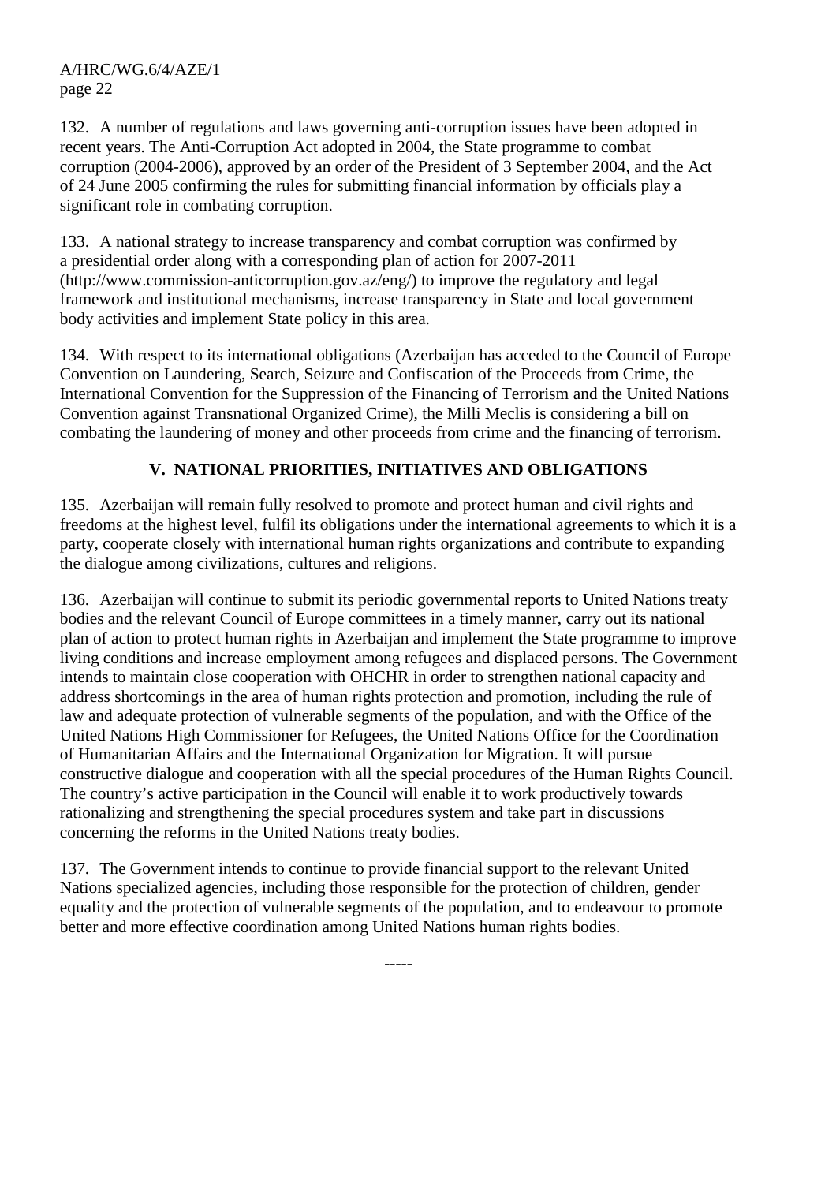132. A number of regulations and laws governing anti-corruption issues have been adopted in recent years. The Anti-Corruption Act adopted in 2004, the State programme to combat corruption (2004-2006), approved by an order of the President of 3 September 2004, and the Act of 24 June 2005 confirming the rules for submitting financial information by officials play a significant role in combating corruption.

133. A national strategy to increase transparency and combat corruption was confirmed by a presidential order along with a corresponding plan of action for 2007-2011 (http://www.commission-anticorruption.gov.az/eng/) to improve the regulatory and legal framework and institutional mechanisms, increase transparency in State and local government body activities and implement State policy in this area.

134. With respect to its international obligations (Azerbaijan has acceded to the Council of Europe Convention on Laundering, Search, Seizure and Confiscation of the Proceeds from Crime, the International Convention for the Suppression of the Financing of Terrorism and the United Nations Convention against Transnational Organized Crime), the Milli Meclis is considering a bill on combating the laundering of money and other proceeds from crime and the financing of terrorism.

## V. NATIONAL PRIORITIES, INITIATIVES AND OBLIGATIONS

135. Azerbaijan will remain fully resolved to promote and protect human and civil rights and freedoms at the highest level, fulfil its obligations under the international agreements to which it is a party, cooperate closely with international human rights organizations and contribute to expanding the dialogue among civilizations, cultures and religions.

136. Azerbaijan will continue to submit its periodic governmental reports to United Nations treaty bodies and the relevant Council of Europe committees in a timely manner, carry out its national plan of action to protect human rights in Azerbaijan and implement the State programme to improve living conditions and increase employment among refugees and displaced persons. The Government intends to maintain close cooperation with OHCHR in order to strengthen national capacity and address shortcomings in the area of human rights protection and promotion, including the rule of law and adequate protection of vulnerable segments of the population, and with the Office of the United Nations High Commissioner for Refugees, the United Nations Office for the Coordination of Humanitarian Affairs and the International Organization for Migration. It will pursue constructive dialogue and cooperation with all the special procedures of the Human Rights Council. The country's active participation in the Council will enable it to work productively towards rationalizing and strengthening the special procedures system and take part in discussions concerning the reforms in the United Nations treaty bodies.

137. The Government intends to continue to provide financial support to the relevant United Nations specialized agencies, including those responsible for the protection of children, gender equality and the protection of vulnerable segments of the population, and to endeavour to promote better and more effective coordination among United Nations human rights bodies.

-----